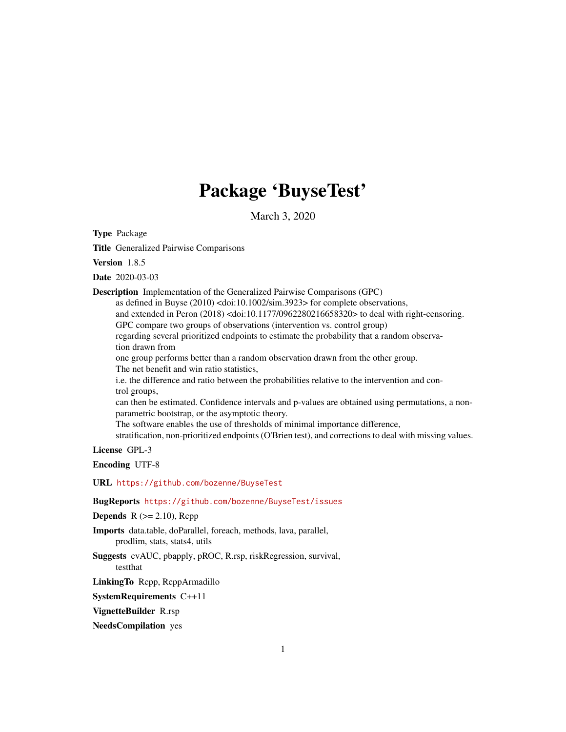# Package 'BuyseTest'

March 3, 2020

**Type** Package

**Title** Generalized Pairwise Comparisons

**Version** 1.8.5

**Date** 2020-03-03

**Description** Implementation of the Generalized Pairwise Comparisons (GPC) as defined in Buyse (2010) <doi:10.1002/sim.3923> for complete observations, and extended in Peron (2018) <doi:10.1177/0962280216658320> to deal with right-censoring. GPC compare two groups of observations (intervention vs. control group) regarding several prioritized endpoints to estimate the probability that a random observation drawn from one group performs better than a random observation drawn from the other group. The net benefit and win ratio statistics, i.e. the difference and ratio between the probabilities relative to the intervention and control groups, can then be estimated. Confidence intervals and p-values are obtained using permutations, a non-parametric bootstrap, or the asymptotic theory. The software enables the use of thresholds of minimal importance difference, stratification, non-prioritized endpoints (O'Brien test), and corrections to deal with missing values.

**License** GPL-3

**Encoding** UTF-8

**URL** https://github.com/bozenne/BuyseTest

**BugReports** https://github.com/bozenne/BuyseTest/issues

**Depends** R (>= 2.10), Rcpp

**Imports** data.table, doParallel, foreach, methods, lava, parallel, prodlim, stats, stats4, utils

**Suggests** cvAUC, pbapply, pROC, R.rsp, riskRegression, survival, testthat

**LinkingTo** Rcpp, RcppArmadillo

**SystemRequirements** C++11

**VignetteBuilder** R.rsp

**NeedsCompilation** yes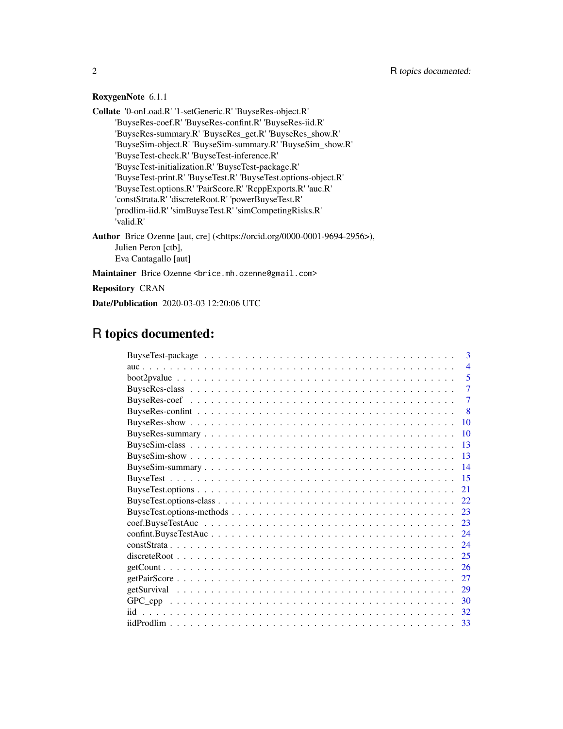**RoxygenNote** 6.1.1

**Collate** '0-onLoad.R' '1-setGeneric.R' 'BuyseRes-object.R' 'BuyseRes-coef.R' 'BuyseRes-confint.R' 'BuyseRes-iid.R' 'BuyseRes-summary.R' 'BuyseRes_get.R' 'BuyseRes_show.R' 'BuyseSim-object.R' 'BuyseSim-summary.R' 'BuyseSim_show.R' 'BuyseTest-check.R' 'BuyseTest-inference.R' 'BuyseTest-initialization.R' 'BuyseTest-package.R' 'BuyseTest-print.R' 'BuyseTest.R' 'BuyseTest.options-object.R' 'BuyseTest.options.R' 'PairScore.R' 'RcppExports.R' 'auc.R' 'constStrata.R' 'discreteRoot.R' 'powerBuyseTest.R' 'prodlim-iid.R' 'simBuyseTest.R' 'simCompetingRisks.R' 'valid.R'

**Author** Brice Ozenne [aut, cre] (<https://orcid.org/0000-0001-9694-2956>), Julien Peron [ctb], Eva Cantagallo [aut]

**Maintainer** Brice Ozenne <brice.mh.ozenne@gmail.com>

**Repository** CRAN

**Date/Publication** 2020-03-03 12:20:06 UTC

# R topics documented:

| | |
|---|---|
| BuyseTest-package | 3 |
| auc | 4 |
| boot2pvalue | 5 |
| BuyseRes-class | 7 |
| BuyseRes-coef | 7 |
| BuyseRes-confint | 8 |
| BuyseRes-show | 10 |
| BuyseRes-summary | 10 |
| BuyseSim-class | 13 |
| BuyseSim-show | 13 |
| BuyseSim-summary | 14 |
| BuyseTest | 15 |
| BuyseTest.options | 21 |
| BuyseTest.options-class | 22 |
| BuyseTest.options-methods | 23 |
| coef.BuyseTestAuc | 23 |
| confint.BuyseTestAuc | 24 |
| constStrata | 24 |
| discreteRoot | 25 |
| getCount | 26 |
| getPairScore | 27 |
| getSurvival | 29 |
| GPC_cpp | 30 |
| iid | 32 |
| iidProdlim | 33 |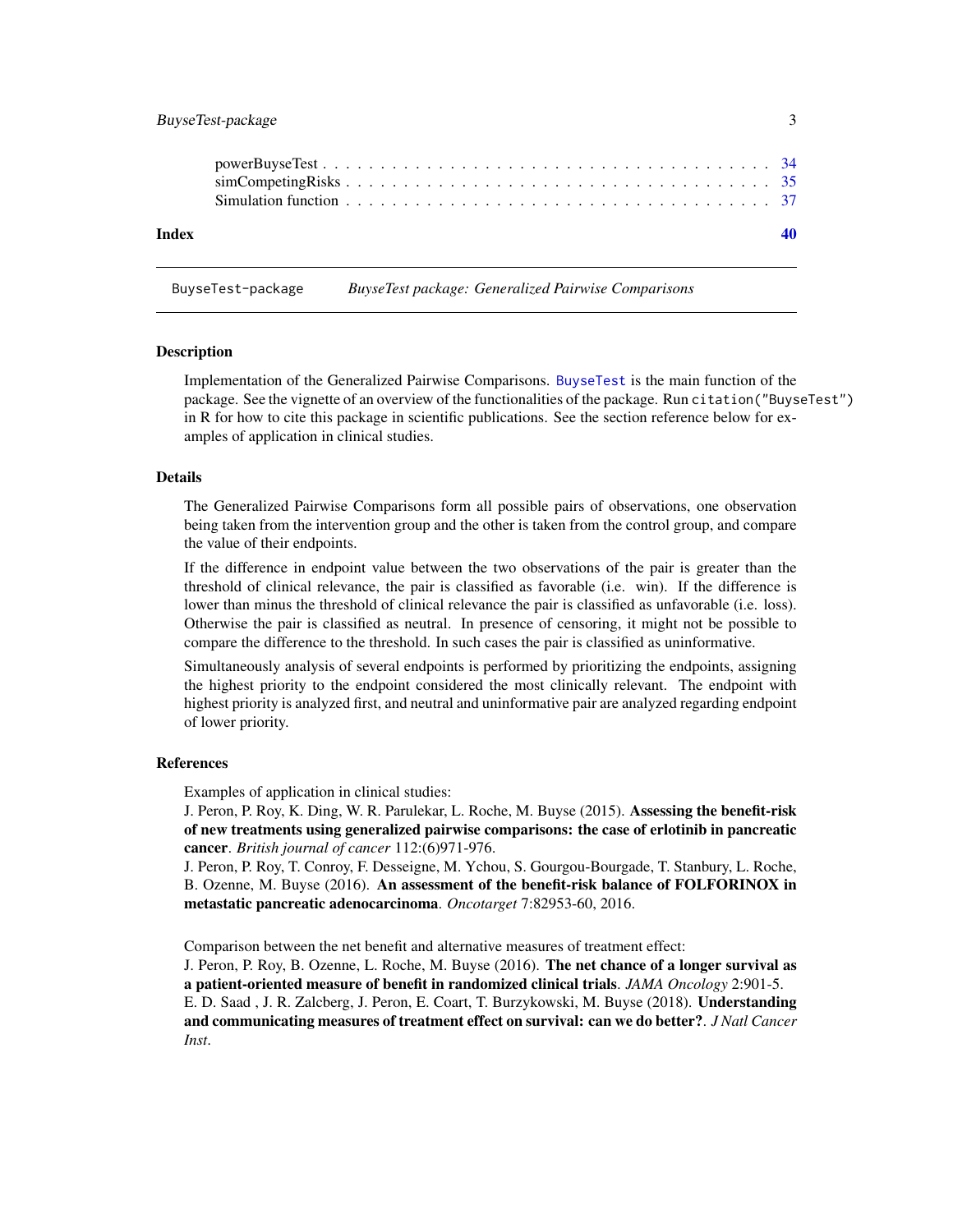powerBuyseTest . . . . . . . . . . . . . . . . . . . . . . . . . . . . . . . . . . . . . 34
simCompetingRisks . . . . . . . . . . . . . . . . . . . . . . . . . . . . . . . . . . . 35
Simulation function . . . . . . . . . . . . . . . . . . . . . . . . . . . . . . . . . . . 37

**Index** **40**

---

`BuyseTest-package` *BuyseTest package: Generalized Pairwise Comparisons*

---

## Description

Implementation of the Generalized Pairwise Comparisons. `BuyseTest` is the main function of the package. See the vignette of an overview of the functionalities of the package. Run `citation("BuyseTest")` in R for how to cite this package in scientific publications. See the section reference below for examples of application in clinical studies.

## Details

The Generalized Pairwise Comparisons form all possible pairs of observations, one observation being taken from the intervention group and the other is taken from the control group, and compare the value of their endpoints.

If the difference in endpoint value between the two observations of the pair is greater than the threshold of clinical relevance, the pair is classified as favorable (i.e. win). If the difference is lower than minus the threshold of clinical relevance the pair is classified as unfavorable (i.e. loss). Otherwise the pair is classified as neutral. In presence of censoring, it might not be possible to compare the difference to the threshold. In such cases the pair is classified as uninformative.

Simultaneously analysis of several endpoints is performed by prioritizing the endpoints, assigning the highest priority to the endpoint considered the most clinically relevant. The endpoint with highest priority is analyzed first, and neutral and uninformative pair are analyzed regarding endpoint of lower priority.

## References

Examples of application in clinical studies:
J. Peron, P. Roy, K. Ding, W. R. Parulekar, L. Roche, M. Buyse (2015). **Assessing the benefit-risk of new treatments using generalized pairwise comparisons: the case of erlotinib in pancreatic cancer**. *British journal of cancer* 112:(6)971-976.
J. Peron, P. Roy, T. Conroy, F. Desseigne, M. Ychou, S. Gourgou-Bourgade, T. Stanbury, L. Roche, B. Ozenne, M. Buyse (2016). **An assessment of the benefit-risk balance of FOLFORINOX in metastatic pancreatic adenocarcinoma**. *Oncotarget* 7:82953-60, 2016.

Comparison between the net benefit and alternative measures of treatment effect:
J. Peron, P. Roy, B. Ozenne, L. Roche, M. Buyse (2016). **The net chance of a longer survival as a patient-oriented measure of benefit in randomized clinical trials**. *JAMA Oncology* 2:901-5.
E. D. Saad , J. R. Zalcberg, J. Peron, E. Coart, T. Burzykowski, M. Buyse (2018). **Understanding and communicating measures of treatment effect on survival: can we do better?**. *J Natl Cancer Inst*.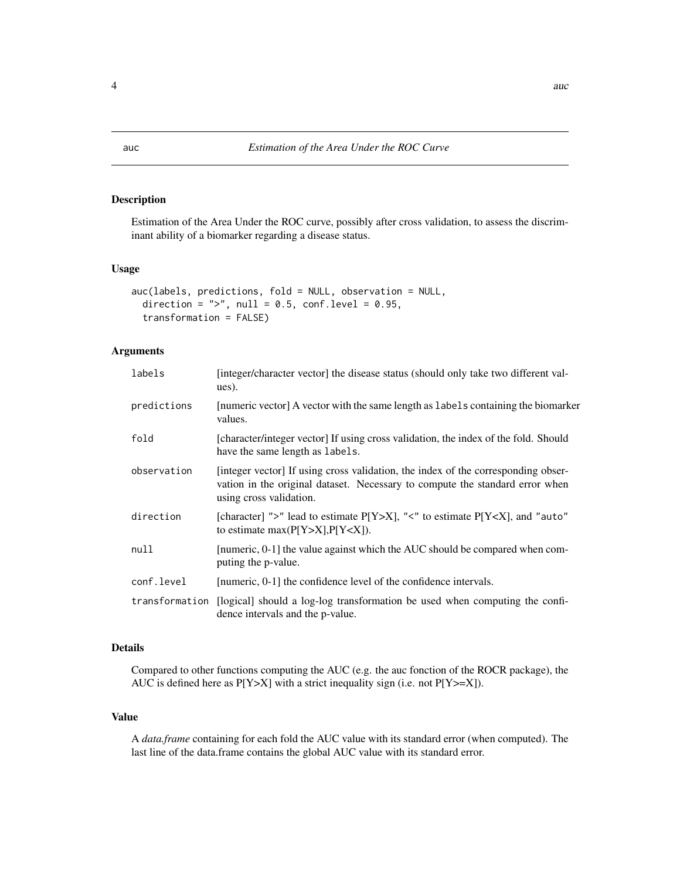auc *Estimation of the Area Under the ROC Curve*

## Description

Estimation of the Area Under the ROC curve, possibly after cross validation, to assess the discriminant ability of a biomarker regarding a disease status.

## Usage

```
auc(labels, predictions, fold = NULL, observation = NULL,
  direction = ">", null = 0.5, conf.level = 0.95,
  transformation = FALSE)
```

## Arguments

| | |
|---|---|
| labels | [integer/character vector] the disease status (should only take two different values). |
| predictions | [numeric vector] A vector with the same length as `labels` containing the biomarker values. |
| fold | [character/integer vector] If using cross validation, the index of the fold. Should have the same length as `labels`. |
| observation | [integer vector] If using cross validation, the index of the corresponding observation in the original dataset. Necessary to compute the standard error when using cross validation. |
| direction | [character] ">" lead to estimate P[Y>X], "<" to estimate P[Y<X], and "auto" to estimate max(P[Y>X],P[Y<X]). |
| null | [numeric, 0-1] the value against which the AUC should be compared when computing the p-value. |
| conf.level | [numeric, 0-1] the confidence level of the confidence intervals. |
| transformation | [logical] should a log-log transformation be used when computing the confidence intervals and the p-value. |

## Details

Compared to other functions computing the AUC (e.g. the auc fonction of the ROCR package), the AUC is defined here as P[Y>X] with a strict inequality sign (i.e. not P[Y>=X]).

## Value

A *data.frame* containing for each fold the AUC value with its standard error (when computed). The last line of the data.frame contains the global AUC value with its standard error.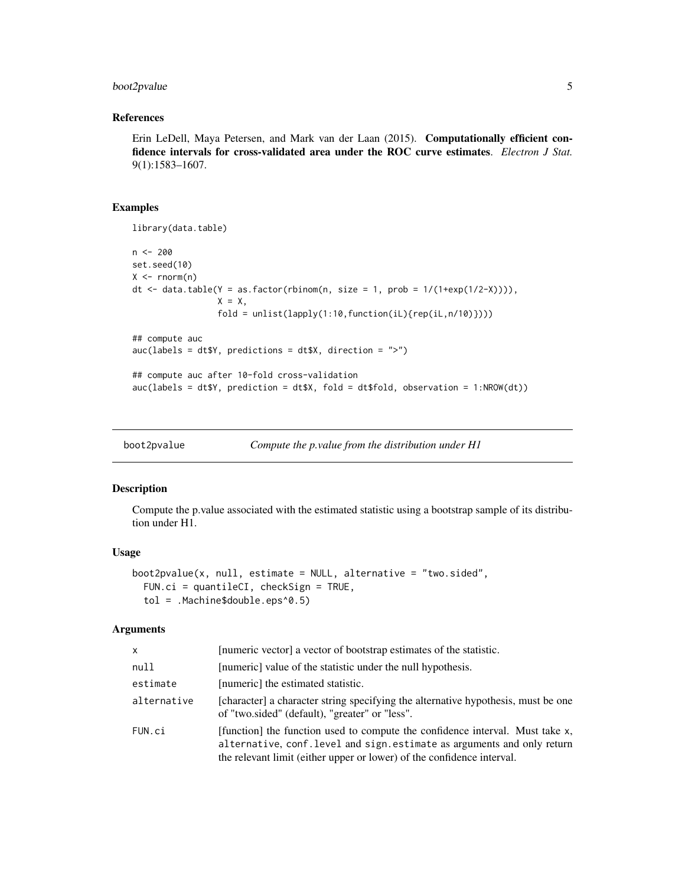### References

Erin LeDell, Maya Petersen, and Mark van der Laan (2015). **Computationally efficient confidence intervals for cross-validated area under the ROC curve estimates**. *Electron J Stat.* 9(1):1583–1607.

### Examples

```
library(data.table)

n <- 200
set.seed(10)
X <- rnorm(n)
dt <- data.table(Y = as.factor(rbinom(n, size = 1, prob = 1/(1+exp(1/2-X)))),
                 X = X,
                 fold = unlist(lapply(1:10,function(iL){rep(iL,n/10)})))

## compute auc
auc(labels = dt$Y, predictions = dt$X, direction = ">")

## compute auc after 10-fold cross-validation
auc(labels = dt$Y, prediction = dt$X, fold = dt$fold, observation = 1:NROW(dt))
```

---

## boot2pvalue — *Compute the p.value from the distribution under H1*

### Description

Compute the p.value associated with the estimated statistic using a bootstrap sample of its distribution under H1.

### Usage

```
boot2pvalue(x, null, estimate = NULL, alternative = "two.sided",
  FUN.ci = quantileCI, checkSign = TRUE,
  tol = .Machine$double.eps^0.5)
```

### Arguments

| | |
|---|---|
| x | [numeric vector] a vector of bootstrap estimates of the statistic. |
| null | [numeric] value of the statistic under the null hypothesis. |
| estimate | [numeric] the estimated statistic. |
| alternative | [character] a character string specifying the alternative hypothesis, must be one of "two.sided" (default), "greater" or "less". |
| FUN.ci | [function] the function used to compute the confidence interval. Must take x, alternative, conf.level and sign.estimate as arguments and only return the relevant limit (either upper or lower) of the confidence interval. |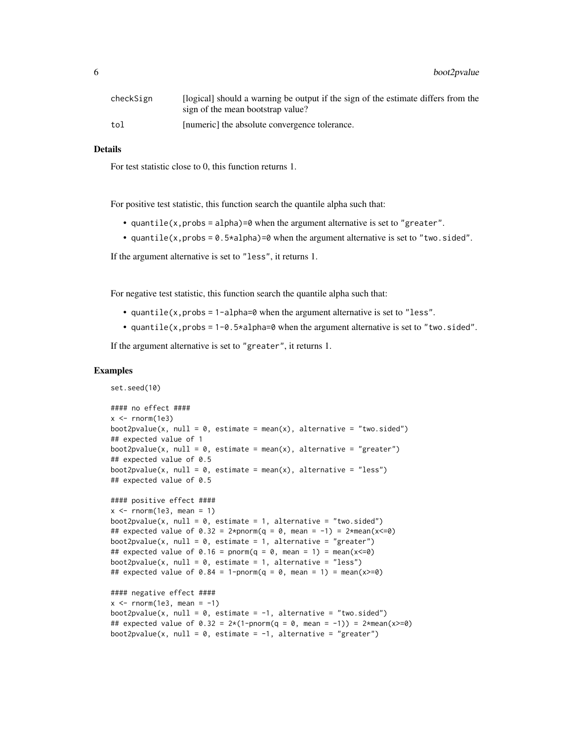| | |
|---|---|
| checkSign | [logical] should a warning be output if the sign of the estimate differs from the sign of the mean bootstrap value? |
| tol | [numeric] the absolute convergence tolerance. |

### Details

For test statistic close to 0, this function returns 1.

For positive test statistic, this function search the quantile alpha such that:

- `quantile(x,probs = alpha)=0` when the argument alternative is set to `"greater"`.
- `quantile(x,probs = 0.5*alpha)=0` when the argument alternative is set to `"two.sided"`.

If the argument alternative is set to `"less"`, it returns 1.

For negative test statistic, this function search the quantile alpha such that:

- `quantile(x,probs = 1-alpha=0` when the argument alternative is set to `"less"`.
- `quantile(x,probs = 1-0.5*alpha=0` when the argument alternative is set to `"two.sided"`.

If the argument alternative is set to `"greater"`, it returns 1.

### Examples

```
set.seed(10)

#### no effect ####
x <- rnorm(1e3)
boot2pvalue(x, null = 0, estimate = mean(x), alternative = "two.sided")
## expected value of 1
boot2pvalue(x, null = 0, estimate = mean(x), alternative = "greater")
## expected value of 0.5
boot2pvalue(x, null = 0, estimate = mean(x), alternative = "less")
## expected value of 0.5

#### positive effect ####
x <- rnorm(1e3, mean = 1)
boot2pvalue(x, null = 0, estimate = 1, alternative = "two.sided")
## expected value of 0.32 = 2*pnorm(q = 0, mean = -1) = 2*mean(x<=0)
boot2pvalue(x, null = 0, estimate = 1, alternative = "greater")
## expected value of 0.16 = pnorm(q = 0, mean = 1) = mean(x<=0)
boot2pvalue(x, null = 0, estimate = 1, alternative = "less")
## expected value of 0.84 = 1-pnorm(q = 0, mean = 1) = mean(x>=0)

#### negative effect ####
x <- rnorm(1e3, mean = -1)
boot2pvalue(x, null = 0, estimate = -1, alternative = "two.sided")
## expected value of 0.32 = 2*(1-pnorm(q = 0, mean = -1)) = 2*mean(x>=0)
boot2pvalue(x, null = 0, estimate = -1, alternative = "greater")
```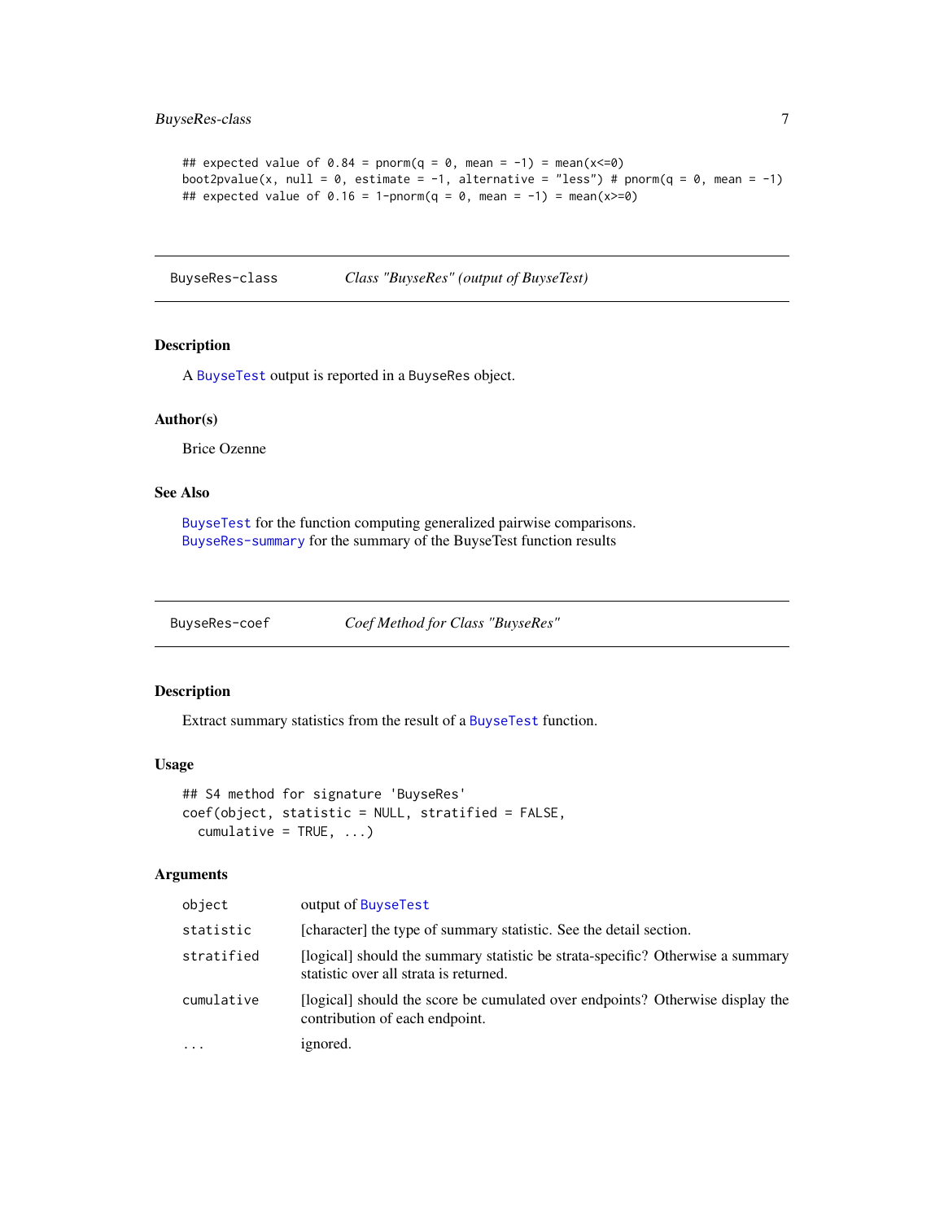```
## expected value of 0.84 = pnorm(q = 0, mean = -1) = mean(x<=0)
boot2pvalue(x, null = 0, estimate = -1, alternative = "less") # pnorm(q = 0, mean = -1)
## expected value of 0.16 = 1-pnorm(q = 0, mean = -1) = mean(x>=0)
```

---

## BuyseRes-class — *Class "BuyseRes" (output of BuyseTest)*

### Description

A BuyseTest output is reported in a BuyseRes object.

### Author(s)

Brice Ozenne

### See Also

BuyseTest for the function computing generalized pairwise comparisons.
BuyseRes-summary for the summary of the BuyseTest function results

---

## BuyseRes-coef — *Coef Method for Class "BuyseRes"*

### Description

Extract summary statistics from the result of a BuyseTest function.

### Usage

```
## S4 method for signature 'BuyseRes'
coef(object, statistic = NULL, stratified = FALSE,
  cumulative = TRUE, ...)
```

### Arguments

| | |
|---|---|
| object | output of BuyseTest |
| statistic | [character] the type of summary statistic. See the detail section. |
| stratified | [logical] should the summary statistic be strata-specific? Otherwise a summary statistic over all strata is returned. |
| cumulative | [logical] should the score be cumulated over endpoints? Otherwise display the contribution of each endpoint. |
| ... | ignored. |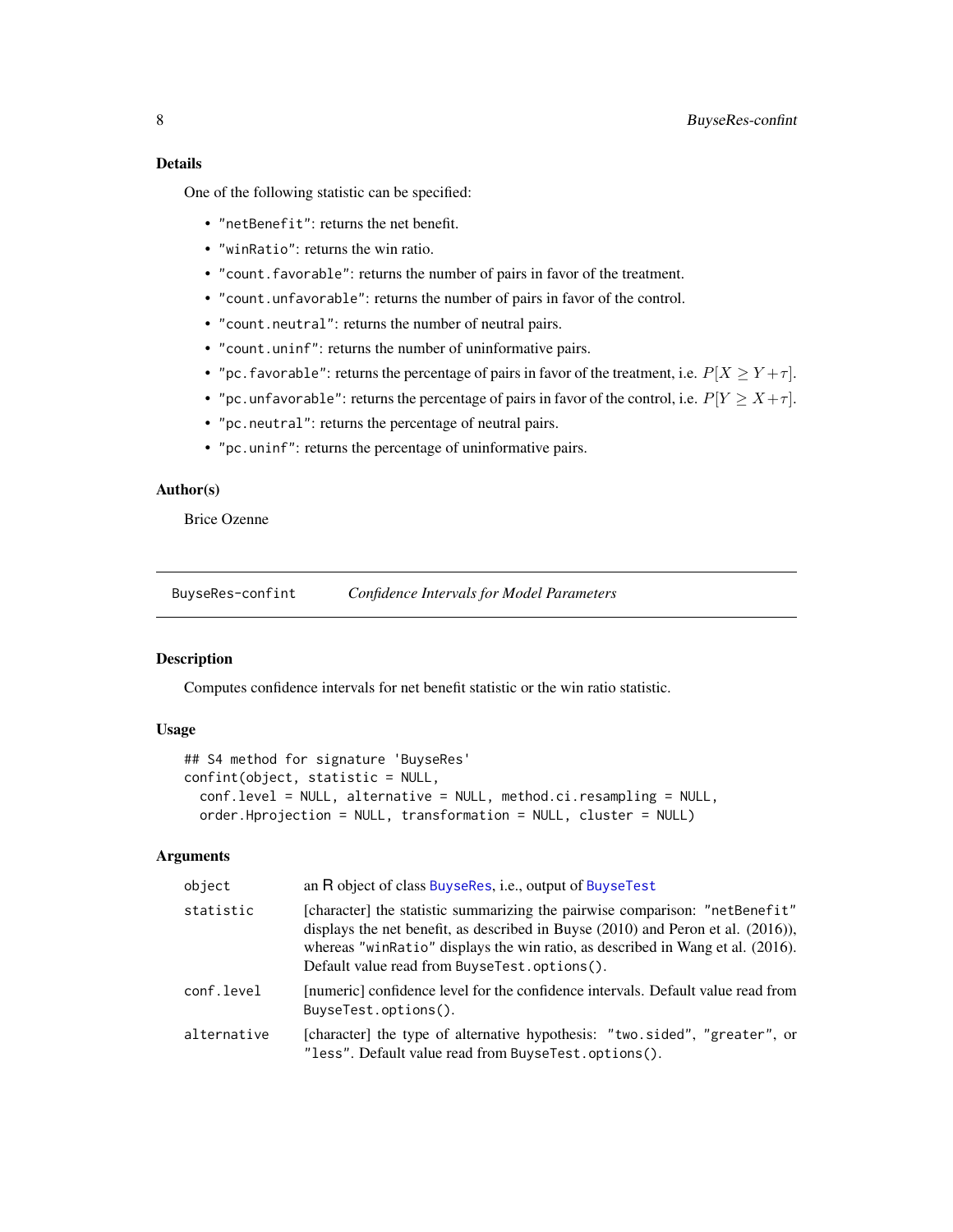### Details

One of the following statistic can be specified:

- `"netBenefit"`: returns the net benefit.
- `"winRatio"`: returns the win ratio.
- `"count.favorable"`: returns the number of pairs in favor of the treatment.
- `"count.unfavorable"`: returns the number of pairs in favor of the control.
- `"count.neutral"`: returns the number of neutral pairs.
- `"count.uninf"`: returns the number of uninformative pairs.
- `"pc.favorable"`: returns the percentage of pairs in favor of the treatment, i.e. $P[X \geq Y + \tau]$.
- `"pc.unfavorable"`: returns the percentage of pairs in favor of the control, i.e. $P[Y \geq X + \tau]$.
- `"pc.neutral"`: returns the percentage of neutral pairs.
- `"pc.uninf"`: returns the percentage of uninformative pairs.

### Author(s)

Brice Ozenne

---

## BuyseRes-confint — *Confidence Intervals for Model Parameters*

---

### Description

Computes confidence intervals for net benefit statistic or the win ratio statistic.

### Usage

```
## S4 method for signature 'BuyseRes'
confint(object, statistic = NULL,
  conf.level = NULL, alternative = NULL, method.ci.resampling = NULL,
  order.Hprojection = NULL, transformation = NULL, cluster = NULL)
```

### Arguments

| | |
|---|---|
| `object` | an R object of class `BuyseRes`, i.e., output of `BuyseTest` |
| `statistic` | [character] the statistic summarizing the pairwise comparison: `"netBenefit"` displays the net benefit, as described in Buyse (2010) and Peron et al. (2016)), whereas `"winRatio"` displays the win ratio, as described in Wang et al. (2016). Default value read from `BuyseTest.options()`. |
| `conf.level` | [numeric] confidence level for the confidence intervals. Default value read from `BuyseTest.options()`. |
| `alternative` | [character] the type of alternative hypothesis: `"two.sided"`, `"greater"`, or `"less"`. Default value read from `BuyseTest.options()`. |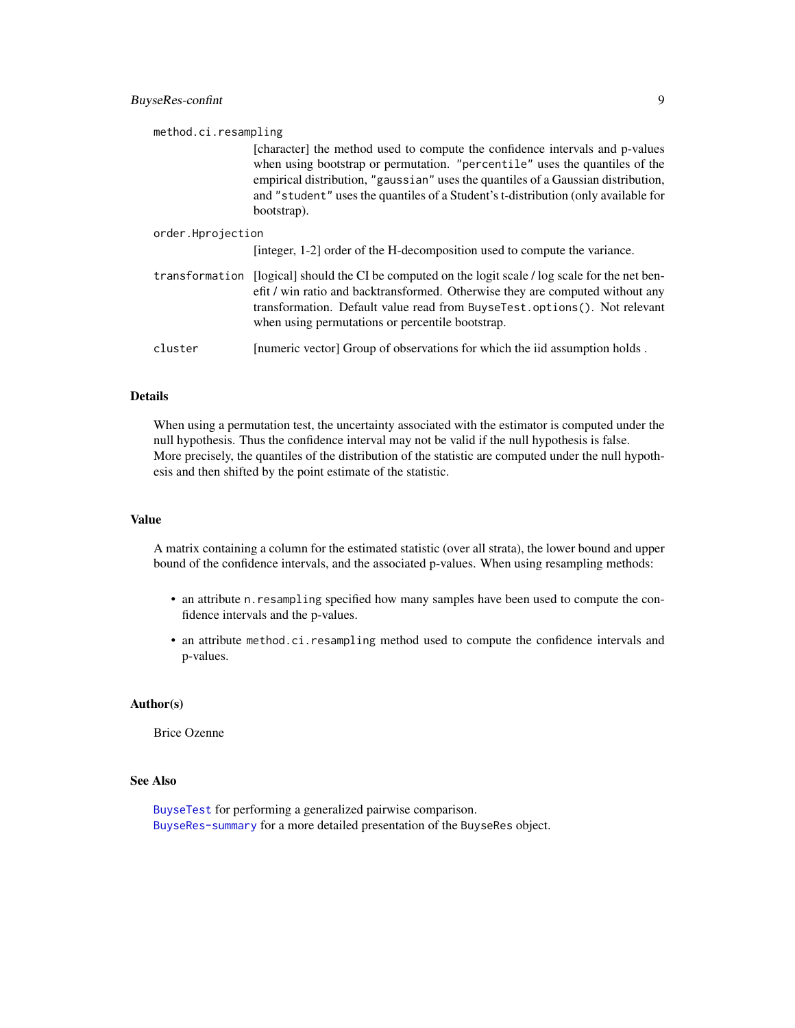`method.ci.resampling`
: [character] the method used to compute the confidence intervals and p-values when using bootstrap or permutation. `"percentile"` uses the quantiles of the empirical distribution, `"gaussian"` uses the quantiles of a Gaussian distribution, and `"student"` uses the quantiles of a Student's t-distribution (only available for bootstrap).

`order.Hprojection`
: [integer, 1-2] order of the H-decomposition used to compute the variance.

`transformation`
: [logical] should the CI be computed on the logit scale / log scale for the net benefit / win ratio and backtransformed. Otherwise they are computed without any transformation. Default value read from `BuyseTest.options()`. Not relevant when using permutations or percentile bootstrap.

`cluster`
: [numeric vector] Group of observations for which the iid assumption holds .

## Details

When using a permutation test, the uncertainty associated with the estimator is computed under the null hypothesis. Thus the confidence interval may not be valid if the null hypothesis is false. More precisely, the quantiles of the distribution of the statistic are computed under the null hypothesis and then shifted by the point estimate of the statistic.

## Value

A matrix containing a column for the estimated statistic (over all strata), the lower bound and upper bound of the confidence intervals, and the associated p-values. When using resampling methods:

- an attribute `n.resampling` specified how many samples have been used to compute the confidence intervals and the p-values.
- an attribute `method.ci.resampling` method used to compute the confidence intervals and p-values.

## Author(s)

Brice Ozenne

## See Also

`BuyseTest` for performing a generalized pairwise comparison.
`BuyseRes-summary` for a more detailed presentation of the `BuyseRes` object.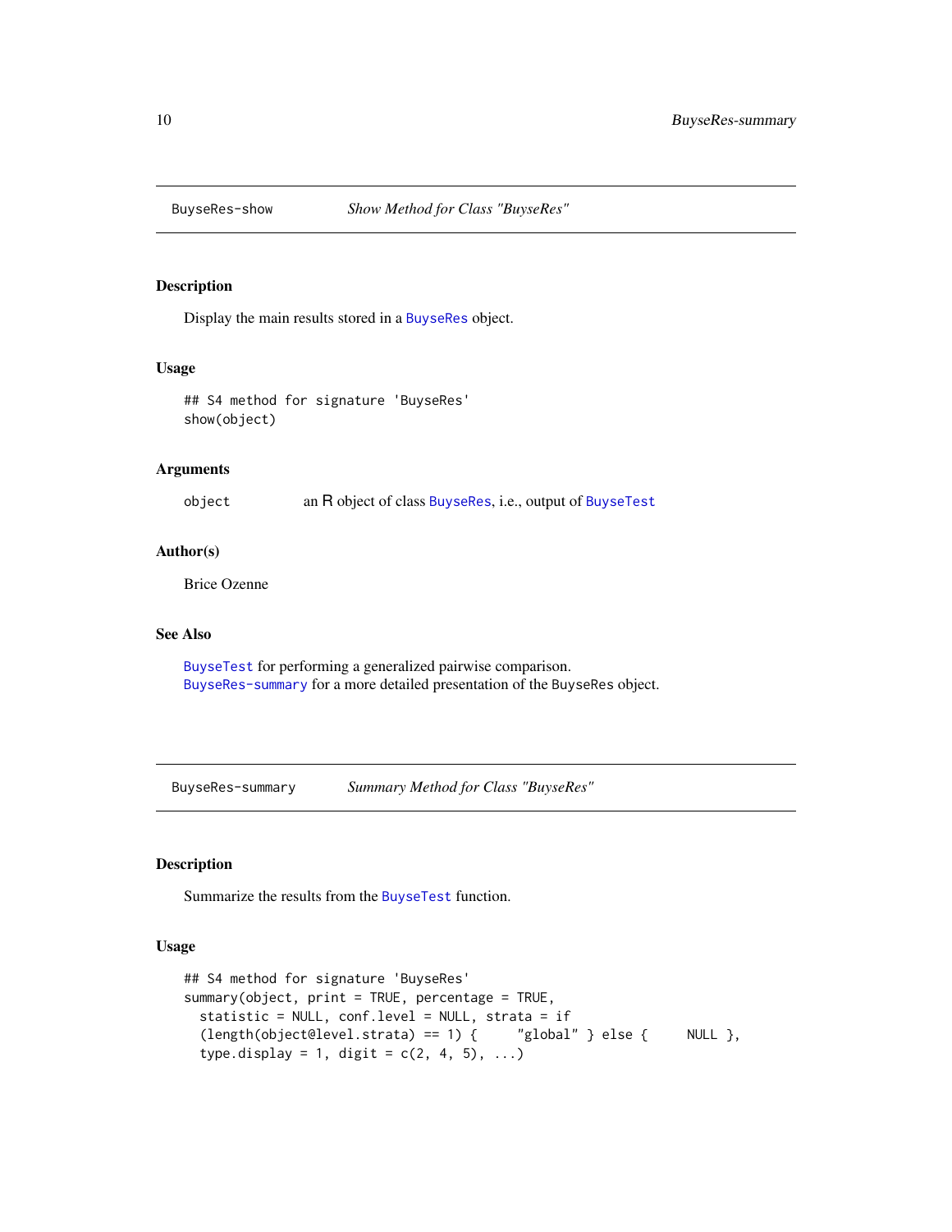## BuyseRes-show    *Show Method for Class "BuyseRes"*

### Description

Display the main results stored in a BuyseRes object.

### Usage

```
## S4 method for signature 'BuyseRes'
show(object)
```

### Arguments

| | |
|---|---|
| object | an R object of class BuyseRes, i.e., output of BuyseTest |

### Author(s)

Brice Ozenne

### See Also

BuyseTest for performing a generalized pairwise comparison.
BuyseRes-summary for a more detailed presentation of the BuyseRes object.

## BuyseRes-summary    *Summary Method for Class "BuyseRes"*

### Description

Summarize the results from the BuyseTest function.

### Usage

```
## S4 method for signature 'BuyseRes'
summary(object, print = TRUE, percentage = TRUE,
  statistic = NULL, conf.level = NULL, strata = if
  (length(object@level.strata) == 1) {     "global" } else {     NULL },
  type.display = 1, digit = c(2, 4, 5), ...)
```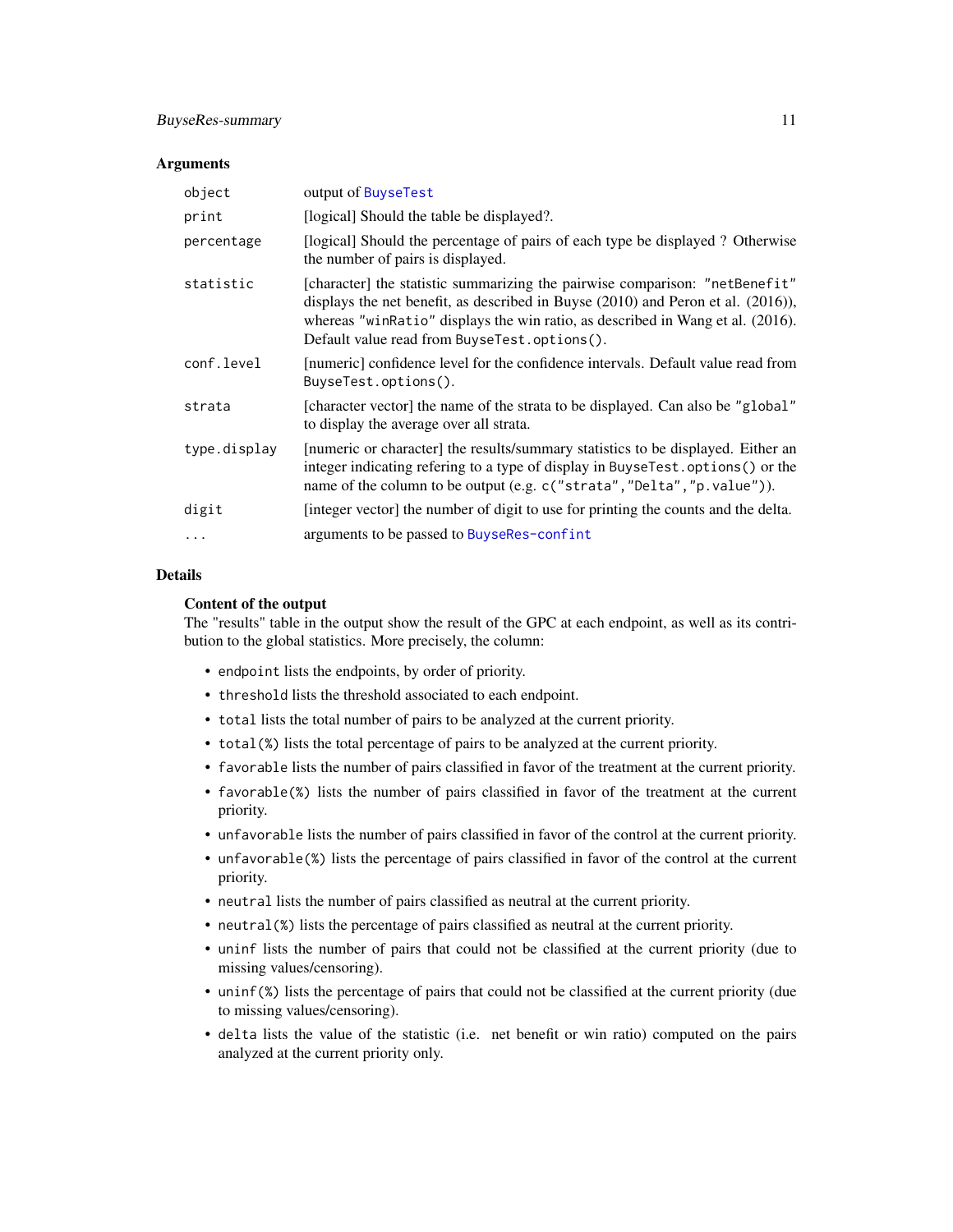### Arguments

| | |
|---|---|
| `object` | output of `BuyseTest` |
| `print` | [logical] Should the table be displayed?. |
| `percentage` | [logical] Should the percentage of pairs of each type be displayed ? Otherwise the number of pairs is displayed. |
| `statistic` | [character] the statistic summarizing the pairwise comparison: `"netBenefit"` displays the net benefit, as described in Buyse (2010) and Peron et al. (2016)), whereas `"winRatio"` displays the win ratio, as described in Wang et al. (2016). Default value read from `BuyseTest.options()`. |
| `conf.level` | [numeric] confidence level for the confidence intervals. Default value read from `BuyseTest.options()`. |
| `strata` | [character vector] the name of the strata to be displayed. Can also be `"global"` to display the average over all strata. |
| `type.display` | [numeric or character] the results/summary statistics to be displayed. Either an integer indicating refering to a type of display in `BuyseTest.options()` or the name of the column to be output (e.g. `c("strata","Delta","p.value")`). |
| `digit` | [integer vector] the number of digit to use for printing the counts and the delta. |
| `...` | arguments to be passed to `BuyseRes-confint` |

### Details

**Content of the output**

The "results" table in the output show the result of the GPC at each endpoint, as well as its contribution to the global statistics. More precisely, the column:

- `endpoint` lists the endpoints, by order of priority.
- `threshold` lists the threshold associated to each endpoint.
- `total` lists the total number of pairs to be analyzed at the current priority.
- `total(%)` lists the total percentage of pairs to be analyzed at the current priority.
- `favorable` lists the number of pairs classified in favor of the treatment at the current priority.
- `favorable(%)` lists the number of pairs classified in favor of the treatment at the current priority.
- `unfavorable` lists the number of pairs classified in favor of the control at the current priority.
- `unfavorable(%)` lists the percentage of pairs classified in favor of the control at the current priority.
- `neutral` lists the number of pairs classified as neutral at the current priority.
- `neutral(%)` lists the percentage of pairs classified as neutral at the current priority.
- `uninf` lists the number of pairs that could not be classified at the current priority (due to missing values/censoring).
- `uninf(%)` lists the percentage of pairs that could not be classified at the current priority (due to missing values/censoring).
- `delta` lists the value of the statistic (i.e. net benefit or win ratio) computed on the pairs analyzed at the current priority only.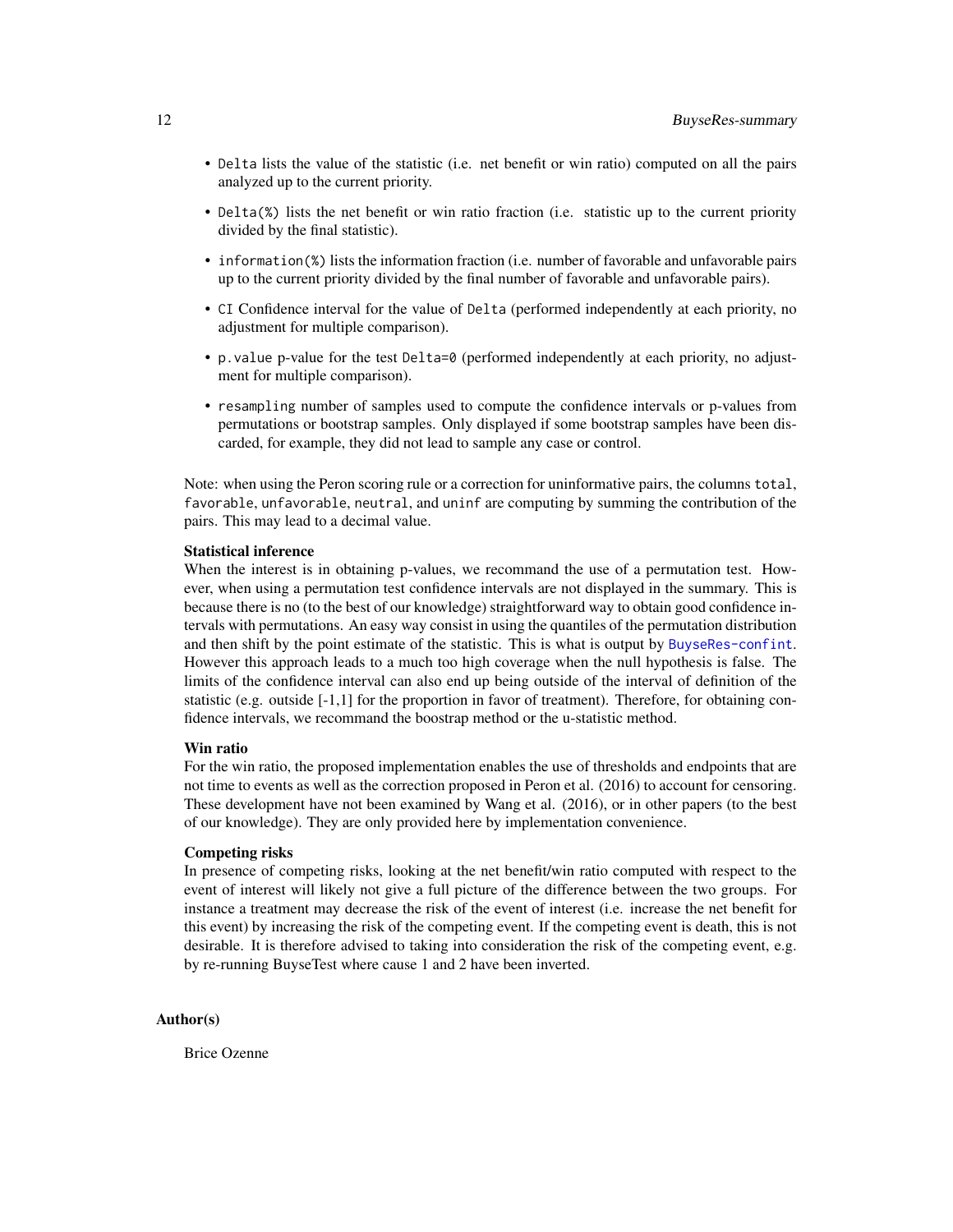- `Delta` lists the value of the statistic (i.e. net benefit or win ratio) computed on all the pairs analyzed up to the current priority.
- `Delta(%)` lists the net benefit or win ratio fraction (i.e. statistic up to the current priority divided by the final statistic).
- `information(%)` lists the information fraction (i.e. number of favorable and unfavorable pairs up to the current priority divided by the final number of favorable and unfavorable pairs).
- `CI` Confidence interval for the value of `Delta` (performed independently at each priority, no adjustment for multiple comparison).
- `p.value` p-value for the test `Delta=0` (performed independently at each priority, no adjustment for multiple comparison).
- `resampling` number of samples used to compute the confidence intervals or p-values from permutations or bootstrap samples. Only displayed if some bootstrap samples have been discarded, for example, they did not lead to sample any case or control.

Note: when using the Peron scoring rule or a correction for uninformative pairs, the columns `total`, `favorable`, `unfavorable`, `neutral`, and `uninf` are computing by summing the contribution of the pairs. This may lead to a decimal value.

**Statistical inference**
When the interest is in obtaining p-values, we recommand the use of a permutation test. However, when using a permutation test confidence intervals are not displayed in the summary. This is because there is no (to the best of our knowledge) straightforward way to obtain good confidence intervals with permutations. An easy way consist in using the quantiles of the permutation distribution and then shift by the point estimate of the statistic. This is what is output by `BuyseRes-confint`. However this approach leads to a much too high coverage when the null hypothesis is false. The limits of the confidence interval can also end up being outside of the interval of definition of the statistic (e.g. outside [-1,1] for the proportion in favor of treatment). Therefore, for obtaining confidence intervals, we recommand the boostrap method or the u-statistic method.

**Win ratio**
For the win ratio, the proposed implementation enables the use of thresholds and endpoints that are not time to events as well as the correction proposed in Peron et al. (2016) to account for censoring. These development have not been examined by Wang et al. (2016), or in other papers (to the best of our knowledge). They are only provided here by implementation convenience.

**Competing risks**
In presence of competing risks, looking at the net benefit/win ratio computed with respect to the event of interest will likely not give a full picture of the difference between the two groups. For instance a treatment may decrease the risk of the event of interest (i.e. increase the net benefit for this event) by increasing the risk of the competing event. If the competing event is death, this is not desirable. It is therefore advised to taking into consideration the risk of the competing event, e.g. by re-running BuyseTest where cause 1 and 2 have been inverted.

## Author(s)

Brice Ozenne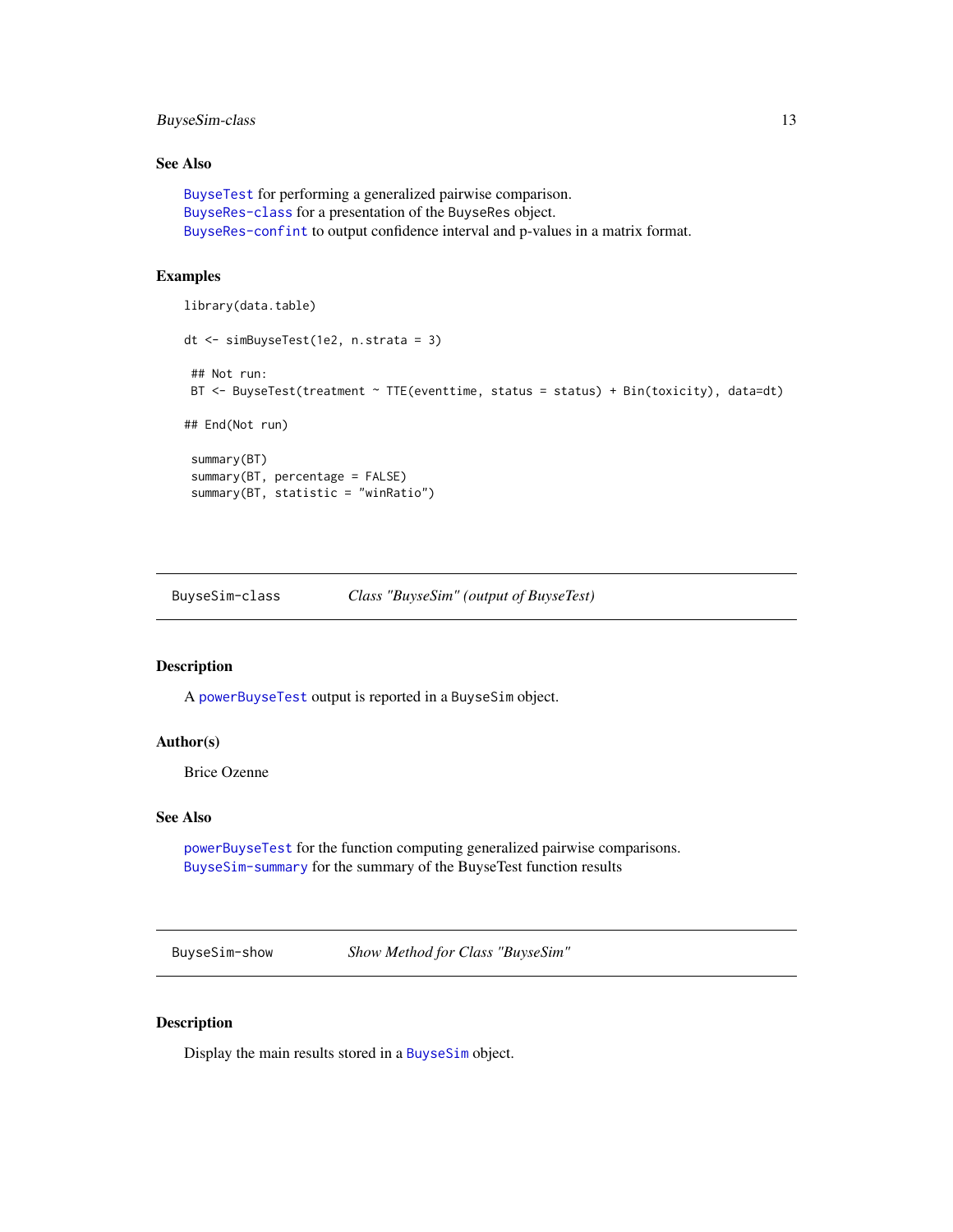### See Also

BuyseTest for performing a generalized pairwise comparison.
BuyseRes-class for a presentation of the BuyseRes object.
BuyseRes-confint to output confidence interval and p-values in a matrix format.

### Examples

```
library(data.table)

dt <- simBuyseTest(1e2, n.strata = 3)

 ## Not run:
 BT <- BuyseTest(treatment ~ TTE(eventtime, status = status) + Bin(toxicity), data=dt)

## End(Not run)

 summary(BT)
 summary(BT, percentage = FALSE)
 summary(BT, statistic = "winRatio")
```

---

## BuyseSim-class — *Class "BuyseSim" (output of BuyseTest)*

### Description

A powerBuyseTest output is reported in a BuyseSim object.

### Author(s)

Brice Ozenne

### See Also

powerBuyseTest for the function computing generalized pairwise comparisons.
BuyseSim-summary for the summary of the BuyseTest function results

---

## BuyseSim-show — *Show Method for Class "BuyseSim"*

### Description

Display the main results stored in a BuyseSim object.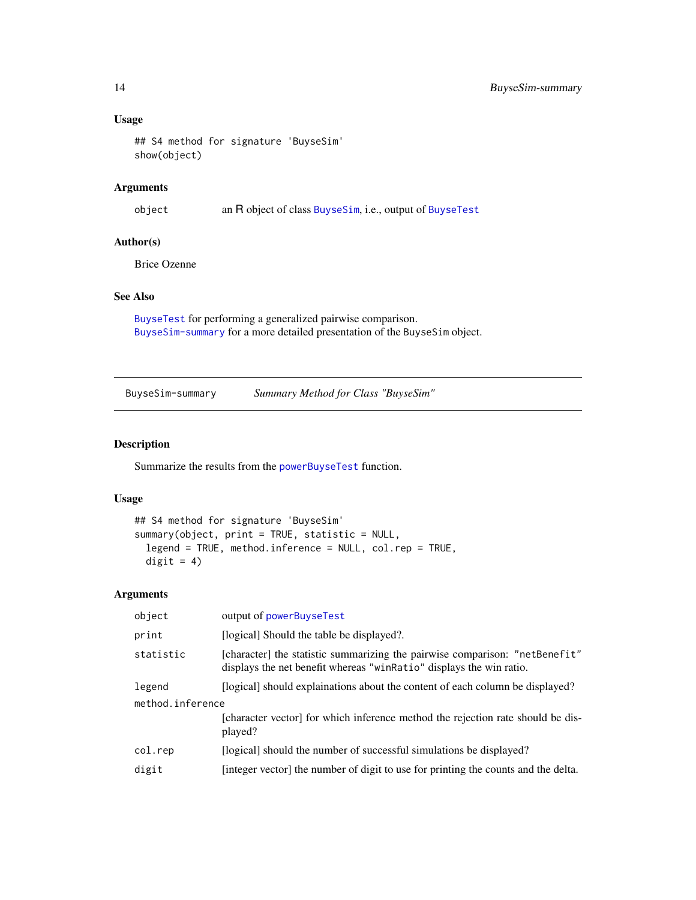### Usage

```
## S4 method for signature 'BuyseSim'
show(object)
```

### Arguments

| | |
|---|---|
| object | an R object of class BuyseSim, i.e., output of BuyseTest |

### Author(s)

Brice Ozenne

### See Also

BuyseTest for performing a generalized pairwise comparison.
BuyseSim-summary for a more detailed presentation of the BuyseSim object.

---

## BuyseSim-summary — *Summary Method for Class "BuyseSim"*

### Description

Summarize the results from the powerBuyseTest function.

### Usage

```
## S4 method for signature 'BuyseSim'
summary(object, print = TRUE, statistic = NULL,
  legend = TRUE, method.inference = NULL, col.rep = TRUE,
  digit = 4)
```

### Arguments

| | |
|---|---|
| object | output of powerBuyseTest |
| print | [logical] Should the table be displayed?. |
| statistic | [character] the statistic summarizing the pairwise comparison: "netBenefit" displays the net benefit whereas "winRatio" displays the win ratio. |
| legend | [logical] should explainations about the content of each column be displayed? |
| method.inference | [character vector] for which inference method the rejection rate should be displayed? |
| col.rep | [logical] should the number of successful simulations be displayed? |
| digit | [integer vector] the number of digit to use for printing the counts and the delta. |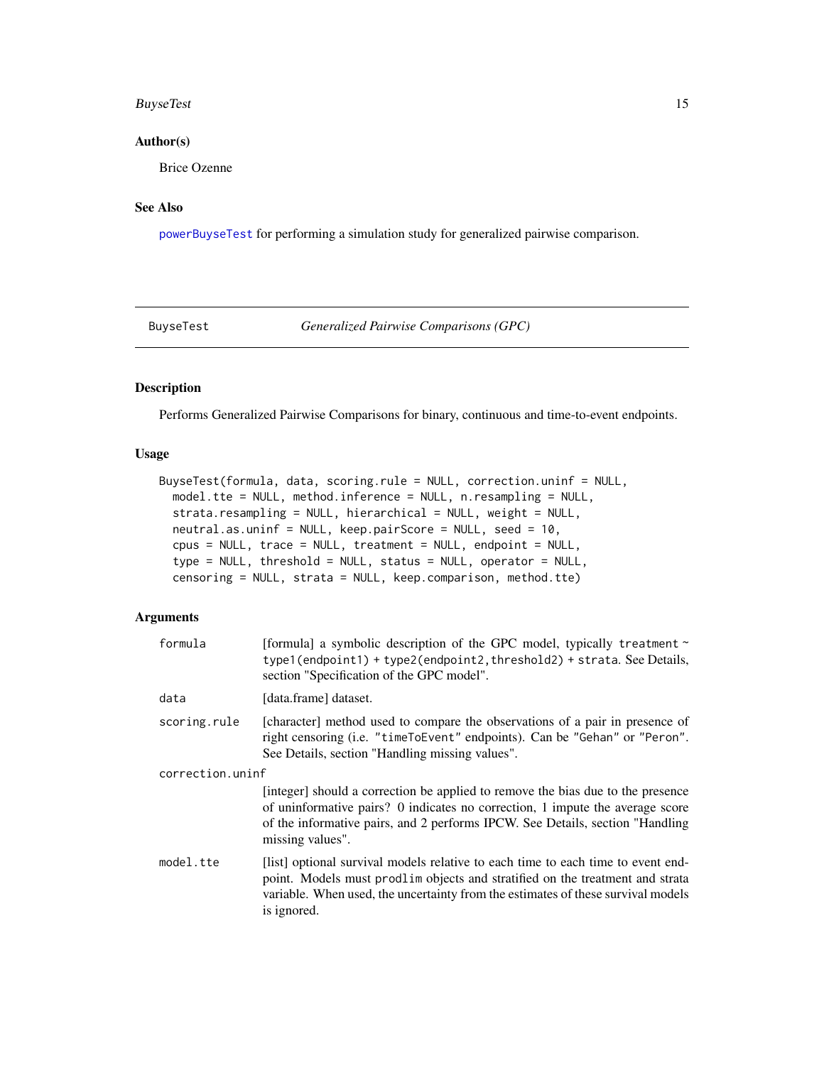### Author(s)

Brice Ozenne

### See Also

powerBuyseTest for performing a simulation study for generalized pairwise comparison.

---

BuyseTest *Generalized Pairwise Comparisons (GPC)*

---

### Description

Performs Generalized Pairwise Comparisons for binary, continuous and time-to-event endpoints.

### Usage

```
BuyseTest(formula, data, scoring.rule = NULL, correction.uninf = NULL,
  model.tte = NULL, method.inference = NULL, n.resampling = NULL,
  strata.resampling = NULL, hierarchical = NULL, weight = NULL,
  neutral.as.uninf = NULL, keep.pairScore = NULL, seed = 10,
  cpus = NULL, trace = NULL, treatment = NULL, endpoint = NULL,
  type = NULL, threshold = NULL, status = NULL, operator = NULL,
  censoring = NULL, strata = NULL, keep.comparison, method.tte)
```

### Arguments

| | |
|---|---|
| `formula` | [formula] a symbolic description of the GPC model, typically `treatment ~ type1(endpoint1) + type2(endpoint2,threshold2) + strata`. See Details, section "Specification of the GPC model". |
| `data` | [data.frame] dataset. |
| `scoring.rule` | [character] method used to compare the observations of a pair in presence of right censoring (i.e. `"timeToEvent"` endpoints). Can be `"Gehan"` or `"Peron"`. See Details, section "Handling missing values". |
| `correction.uninf` | [integer] should a correction be applied to remove the bias due to the presence of uninformative pairs? 0 indicates no correction, 1 impute the average score of the informative pairs, and 2 performs IPCW. See Details, section "Handling missing values". |
| `model.tte` | [list] optional survival models relative to each time to each time to event endpoint. Models must `prodlim` objects and stratified on the treatment and strata variable. When used, the uncertainty from the estimates of these survival models is ignored. |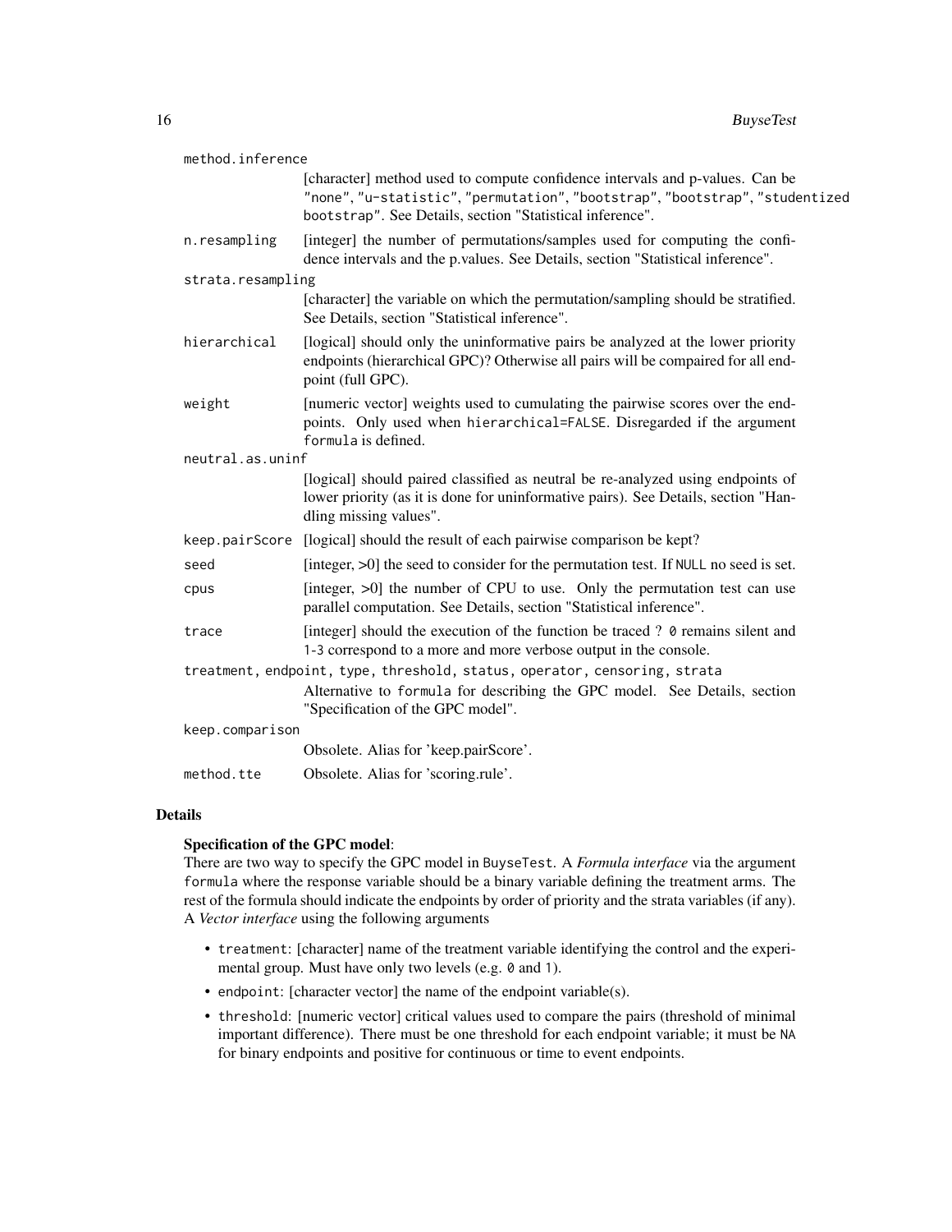`method.inference`
: [character] method used to compute confidence intervals and p-values. Can be `"none"`, `"u-statistic"`, `"permutation"`, `"bootstrap"`, `"bootstrap"`, `"studentized bootstrap"`. See Details, section "Statistical inference".

`n.resampling`
: [integer] the number of permutations/samples used for computing the confidence intervals and the p.values. See Details, section "Statistical inference".

`strata.resampling`
: [character] the variable on which the permutation/sampling should be stratified. See Details, section "Statistical inference".

`hierarchical`
: [logical] should only the uninformative pairs be analyzed at the lower priority endpoints (hierarchical GPC)? Otherwise all pairs will be compaired for all endpoint (full GPC).

`weight`
: [numeric vector] weights used to cumulating the pairwise scores over the endpoints. Only used when `hierarchical=FALSE`. Disregarded if the argument `formula` is defined.

`neutral.as.uninf`
: [logical] should paired classified as neutral be re-analyzed using endpoints of lower priority (as it is done for uninformative pairs). See Details, section "Handling missing values".

`keep.pairScore`
: [logical] should the result of each pairwise comparison be kept?

`seed`
: [integer, >0] the seed to consider for the permutation test. If `NULL` no seed is set.

`cpus`
: [integer, >0] the number of CPU to use. Only the permutation test can use parallel computation. See Details, section "Statistical inference".

`trace`
: [integer] should the execution of the function be traced ? `0` remains silent and `1`-`3` correspond to a more and more verbose output in the console.

`treatment, endpoint, type, threshold, status, operator, censoring, strata`
: Alternative to `formula` for describing the GPC model. See Details, section "Specification of the GPC model".

`keep.comparison`
: Obsolete. Alias for 'keep.pairScore'.

`method.tte`
: Obsolete. Alias for 'scoring.rule'.

## Details

**Specification of the GPC model**:
There are two way to specify the GPC model in `BuyseTest`. A *Formula interface* via the argument `formula` where the response variable should be a binary variable defining the treatment arms. The rest of the formula should indicate the endpoints by order of priority and the strata variables (if any). A *Vector interface* using the following arguments

- `treatment`: [character] name of the treatment variable identifying the control and the experimental group. Must have only two levels (e.g. `0` and `1`).
- `endpoint`: [character vector] the name of the endpoint variable(s).
- `threshold`: [numeric vector] critical values used to compare the pairs (threshold of minimal important difference). There must be one threshold for each endpoint variable; it must be `NA` for binary endpoints and positive for continuous or time to event endpoints.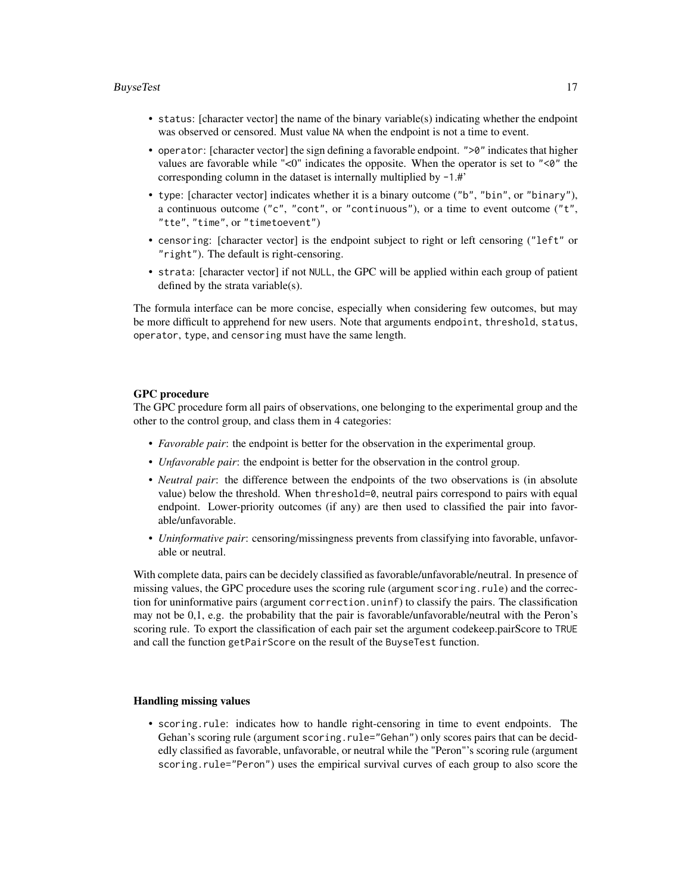- `status`: [character vector] the name of the binary variable(s) indicating whether the endpoint was observed or censored. Must value `NA` when the endpoint is not a time to event.
- `operator`: [character vector] the sign defining a favorable endpoint. `">0"` indicates that higher values are favorable while "<0" indicates the opposite. When the operator is set to `"<0"` the corresponding column in the dataset is internally multiplied by `-1`.#'
- `type`: [character vector] indicates whether it is a binary outcome (`"b"`, `"bin"`, or `"binary"`), a continuous outcome (`"c"`, `"cont"`, or `"continuous"`), or a time to event outcome (`"t"`, `"tte"`, `"time"`, or `"timetoevent"`)
- `censoring`: [character vector] is the endpoint subject to right or left censoring (`"left"` or `"right"`). The default is right-censoring.
- `strata`: [character vector] if not `NULL`, the GPC will be applied within each group of patient defined by the strata variable(s).

The formula interface can be more concise, especially when considering few outcomes, but may be more difficult to apprehend for new users. Note that arguments `endpoint`, `threshold`, `status`, `operator`, `type`, and `censoring` must have the same length.

**GPC procedure**

The GPC procedure form all pairs of observations, one belonging to the experimental group and the other to the control group, and class them in 4 categories:

- *Favorable pair*: the endpoint is better for the observation in the experimental group.
- *Unfavorable pair*: the endpoint is better for the observation in the control group.
- *Neutral pair*: the difference between the endpoints of the two observations is (in absolute value) below the threshold. When `threshold=0`, neutral pairs correspond to pairs with equal endpoint. Lower-priority outcomes (if any) are then used to classified the pair into favorable/unfavorable.
- *Uninformative pair*: censoring/missingness prevents from classifying into favorable, unfavorable or neutral.

With complete data, pairs can be decidely classified as favorable/unfavorable/neutral. In presence of missing values, the GPC procedure uses the scoring rule (argument `scoring.rule`) and the correction for uninformative pairs (argument `correction.uninf`) to classify the pairs. The classification may not be 0,1, e.g. the probability that the pair is favorable/unfavorable/neutral with the Peron's scoring rule. To export the classification of each pair set the argument codekeep.pairScore to `TRUE` and call the function `getPairScore` on the result of the `BuyseTest` function.

**Handling missing values**

- `scoring.rule`: indicates how to handle right-censoring in time to event endpoints. The Gehan's scoring rule (argument `scoring.rule="Gehan"`) only scores pairs that can be decidedly classified as favorable, unfavorable, or neutral while the "Peron"'s scoring rule (argument `scoring.rule="Peron"`) uses the empirical survival curves of each group to also score the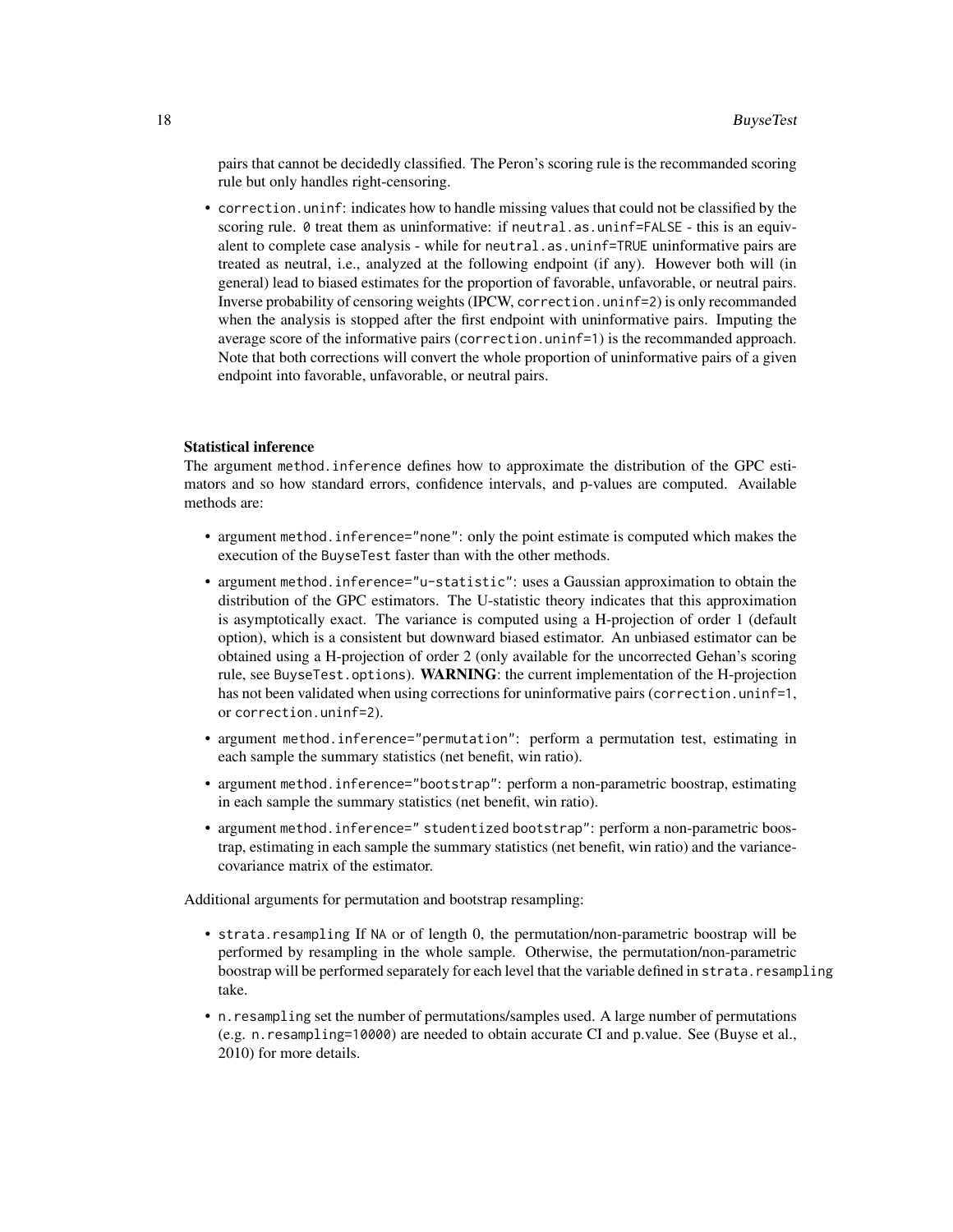pairs that cannot be decidedly classified. The Peron's scoring rule is the recommanded scoring rule but only handles right-censoring.

- `correction.uninf`: indicates how to handle missing values that could not be classified by the scoring rule. `0` treat them as uninformative: if `neutral.as.uninf=FALSE` - this is an equivalent to complete case analysis - while for `neutral.as.uninf=TRUE` uninformative pairs are treated as neutral, i.e., analyzed at the following endpoint (if any). However both will (in general) lead to biased estimates for the proportion of favorable, unfavorable, or neutral pairs. Inverse probability of censoring weights (IPCW, `correction.uninf=2`) is only recommanded when the analysis is stopped after the first endpoint with uninformative pairs. Imputing the average score of the informative pairs (`correction.uninf=1`) is the recommanded approach. Note that both corrections will convert the whole proportion of uninformative pairs of a given endpoint into favorable, unfavorable, or neutral pairs.

**Statistical inference**

The argument `method.inference` defines how to approximate the distribution of the GPC estimators and so how standard errors, confidence intervals, and p-values are computed. Available methods are:

- argument `method.inference="none"`: only the point estimate is computed which makes the execution of the `BuyseTest` faster than with the other methods.
- argument `method.inference="u-statistic"`: uses a Gaussian approximation to obtain the distribution of the GPC estimators. The U-statistic theory indicates that this approximation is asymptotically exact. The variance is computed using a H-projection of order 1 (default option), which is a consistent but downward biased estimator. An unbiased estimator can be obtained using a H-projection of order 2 (only available for the uncorrected Gehan's scoring rule, see `BuyseTest.options`). **WARNING**: the current implementation of the H-projection has not been validated when using corrections for uninformative pairs (`correction.uninf=1`, or `correction.uninf=2`).
- argument `method.inference="permutation"`: perform a permutation test, estimating in each sample the summary statistics (net benefit, win ratio).
- argument `method.inference="bootstrap"`: perform a non-parametric boostrap, estimating in each sample the summary statistics (net benefit, win ratio).
- argument `method.inference=" studentized bootstrap"`: perform a non-parametric boostrap, estimating in each sample the summary statistics (net benefit, win ratio) and the variance-covariance matrix of the estimator.

Additional arguments for permutation and bootstrap resampling:

- `strata.resampling` If `NA` or of length 0, the permutation/non-parametric boostrap will be performed by resampling in the whole sample. Otherwise, the permutation/non-parametric boostrap will be performed separately for each level that the variable defined in `strata.resampling` take.
- `n.resampling` set the number of permutations/samples used. A large number of permutations (e.g. `n.resampling=10000`) are needed to obtain accurate CI and p.value. See (Buyse et al., 2010) for more details.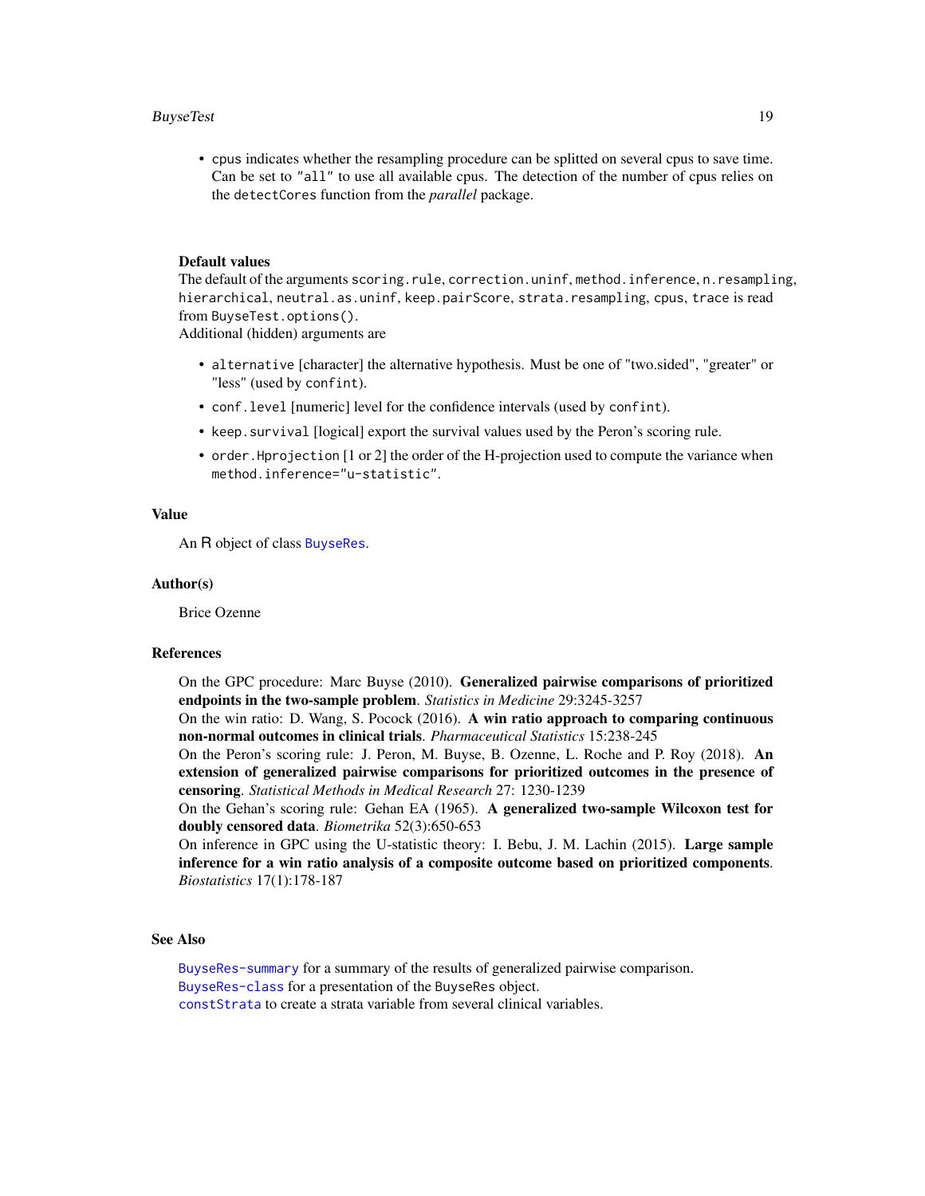- cpus indicates whether the resampling procedure can be splitted on several cpus to save time. Can be set to "all" to use all available cpus. The detection of the number of cpus relies on the `detectCores` function from the *parallel* package.

### Default values

The default of the arguments `scoring.rule`, `correction.uninf`, `method.inference`, `n.resampling`, `hierarchical`, `neutral.as.uninf`, `keep.pairScore`, `strata.resampling`, `cpus`, `trace` is read from `BuyseTest.options()`.

Additional (hidden) arguments are

- `alternative` [character] the alternative hypothesis. Must be one of "two.sided", "greater" or "less" (used by `confint`).
- `conf.level` [numeric] level for the confidence intervals (used by `confint`).
- `keep.survival` [logical] export the survival values used by the Peron's scoring rule.
- `order.Hprojection` [1 or 2] the order of the H-projection used to compute the variance when `method.inference="u-statistic"`.

## Value

An R object of class BuyseRes.

## Author(s)

Brice Ozenne

## References

On the GPC procedure: Marc Buyse (2010). **Generalized pairwise comparisons of prioritized endpoints in the two-sample problem**. *Statistics in Medicine* 29:3245-3257

On the win ratio: D. Wang, S. Pocock (2016). **A win ratio approach to comparing continuous non-normal outcomes in clinical trials**. *Pharmaceutical Statistics* 15:238-245

On the Peron's scoring rule: J. Peron, M. Buyse, B. Ozenne, L. Roche and P. Roy (2018). **An extension of generalized pairwise comparisons for prioritized outcomes in the presence of censoring**. *Statistical Methods in Medical Research* 27: 1230-1239

On the Gehan's scoring rule: Gehan EA (1965). **A generalized two-sample Wilcoxon test for doubly censored data**. *Biometrika* 52(3):650-653

On inference in GPC using the U-statistic theory: I. Bebu, J. M. Lachin (2015). **Large sample inference for a win ratio analysis of a composite outcome based on prioritized components**. *Biostatistics* 17(1):178-187

## See Also

BuyseRes-summary for a summary of the results of generalized pairwise comparison.
BuyseRes-class for a presentation of the BuyseRes object.
constStrata to create a strata variable from several clinical variables.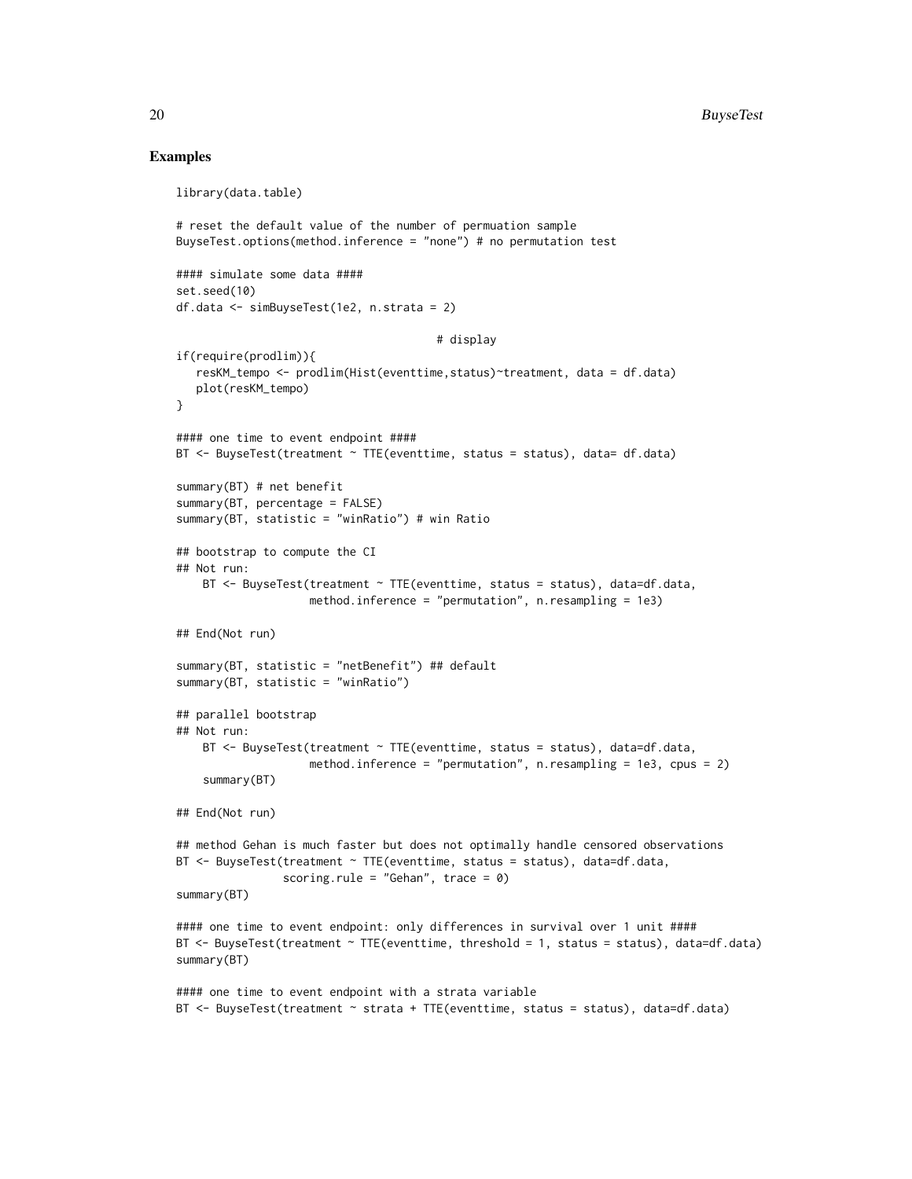## Examples

```
library(data.table)

# reset the default value of the number of permuation sample
BuyseTest.options(method.inference = "none") # no permutation test

#### simulate some data ####
set.seed(10)
df.data <- simBuyseTest(1e2, n.strata = 2)

                                      # display
if(require(prodlim)){
   resKM_tempo <- prodlim(Hist(eventtime,status)~treatment, data = df.data)
   plot(resKM_tempo)
}

#### one time to event endpoint ####
BT <- BuyseTest(treatment ~ TTE(eventtime, status = status), data= df.data)

summary(BT) # net benefit
summary(BT, percentage = FALSE)
summary(BT, statistic = "winRatio") # win Ratio

## bootstrap to compute the CI
## Not run:
    BT <- BuyseTest(treatment ~ TTE(eventtime, status = status), data=df.data,
                    method.inference = "permutation", n.resampling = 1e3)

## End(Not run)

summary(BT, statistic = "netBenefit") ## default
summary(BT, statistic = "winRatio")

## parallel bootstrap
## Not run:
    BT <- BuyseTest(treatment ~ TTE(eventtime, status = status), data=df.data,
                    method.inference = "permutation", n.resampling = 1e3, cpus = 2)
    summary(BT)

## End(Not run)

## method Gehan is much faster but does not optimally handle censored observations
BT <- BuyseTest(treatment ~ TTE(eventtime, status = status), data=df.data,
                scoring.rule = "Gehan", trace = 0)
summary(BT)

#### one time to event endpoint: only differences in survival over 1 unit ####
BT <- BuyseTest(treatment ~ TTE(eventtime, threshold = 1, status = status), data=df.data)
summary(BT)

#### one time to event endpoint with a strata variable
BT <- BuyseTest(treatment ~ strata + TTE(eventtime, status = status), data=df.data)
```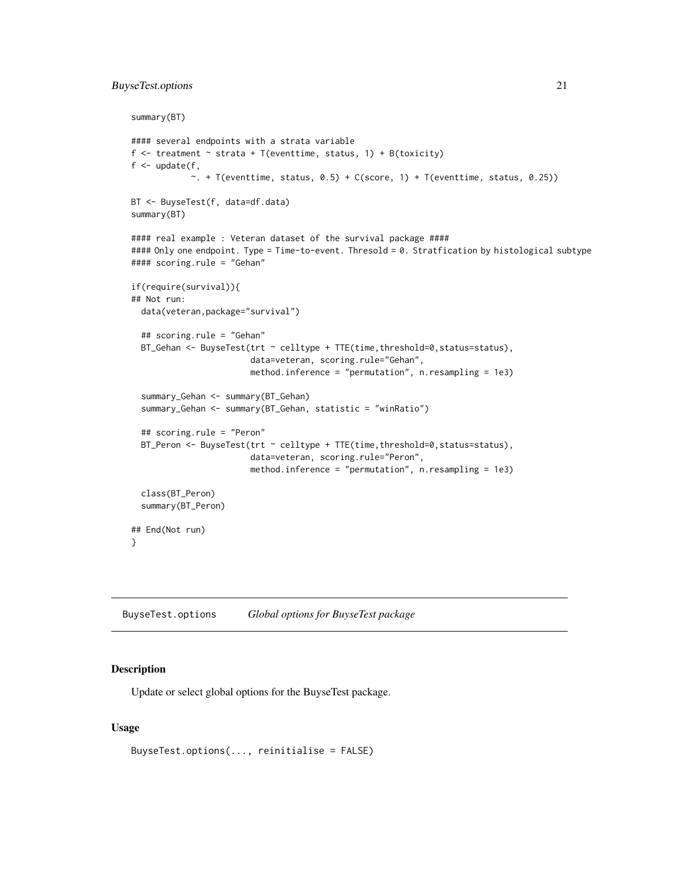```
summary(BT)

#### several endpoints with a strata variable
f <- treatment ~ strata + T(eventtime, status, 1) + B(toxicity)
f <- update(f,
            ~. + T(eventtime, status, 0.5) + C(score, 1) + T(eventtime, status, 0.25))

BT <- BuyseTest(f, data=df.data)
summary(BT)

#### real example : Veteran dataset of the survival package ####
#### Only one endpoint. Type = Time-to-event. Thresold = 0. Stratfication by histological subtype
#### scoring.rule = "Gehan"

if(require(survival)){
## Not run:
  data(veteran,package="survival")

  ## scoring.rule = "Gehan"
  BT_Gehan <- BuyseTest(trt ~ celltype + TTE(time,threshold=0,status=status),
                        data=veteran, scoring.rule="Gehan",
                        method.inference = "permutation", n.resampling = 1e3)

  summary_Gehan <- summary(BT_Gehan)
  summary_Gehan <- summary(BT_Gehan, statistic = "winRatio")

  ## scoring.rule = "Peron"
  BT_Peron <- BuyseTest(trt ~ celltype + TTE(time,threshold=0,status=status),
                        data=veteran, scoring.rule="Peron",
                        method.inference = "permutation", n.resampling = 1e3)

  class(BT_Peron)
  summary(BT_Peron)

## End(Not run)
}
```

---

`BuyseTest.options` *Global options for BuyseTest package*

---

### Description

Update or select global options for the BuyseTest package.

### Usage

```
BuyseTest.options(..., reinitialise = FALSE)
```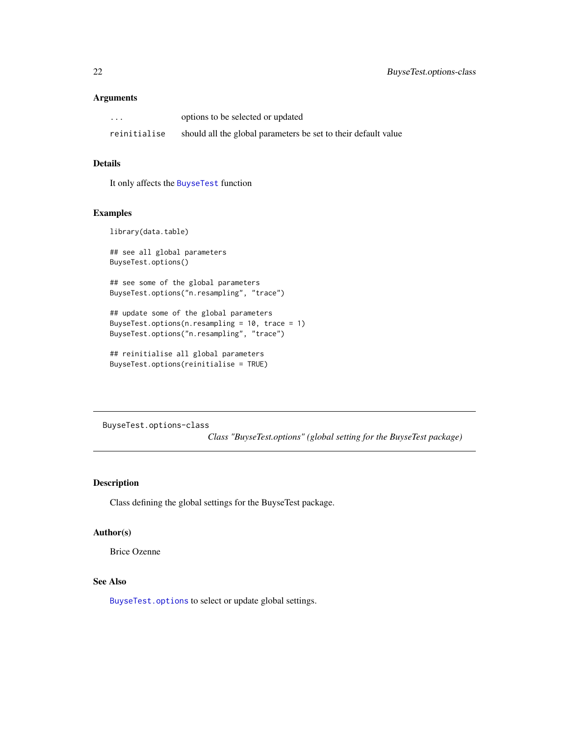### Arguments

| | |
|---|---|
| `...` | options to be selected or updated |
| `reinitialise` | should all the global parameters be set to their default value |

### Details

It only affects the `BuyseTest` function

### Examples

```
library(data.table)

## see all global parameters
BuyseTest.options()

## see some of the global parameters
BuyseTest.options("n.resampling", "trace")

## update some of the global parameters
BuyseTest.options(n.resampling = 10, trace = 1)
BuyseTest.options("n.resampling", "trace")

## reinitialise all global parameters
BuyseTest.options(reinitialise = TRUE)
```

---

## BuyseTest.options-class

*Class "BuyseTest.options" (global setting for the BuyseTest package)*

---

### Description

Class defining the global settings for the BuyseTest package.

### Author(s)

Brice Ozenne

### See Also

`BuyseTest.options` to select or update global settings.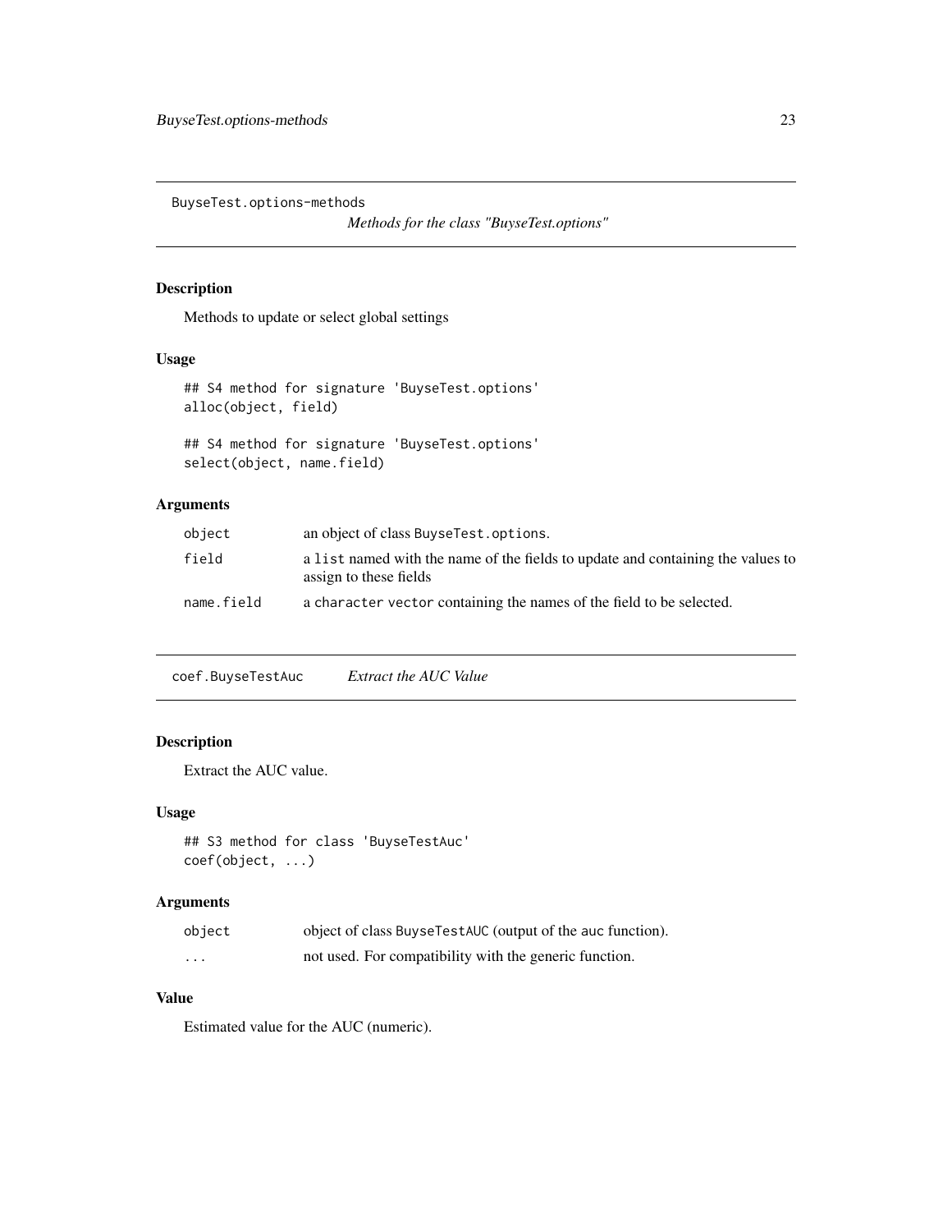## BuyseTest.options-methods

*Methods for the class "BuyseTest.options"*

### Description

Methods to update or select global settings

### Usage

```
## S4 method for signature 'BuyseTest.options'
alloc(object, field)

## S4 method for signature 'BuyseTest.options'
select(object, name.field)
```

### Arguments

| | |
|---|---|
| `object` | an object of class `BuyseTest.options`. |
| `field` | a `list` named with the name of the fields to update and containing the values to assign to these fields |
| `name.field` | a `character vector` containing the names of the field to be selected. |

## coef.BuyseTestAuc

*Extract the AUC Value*

### Description

Extract the AUC value.

### Usage

```
## S3 method for class 'BuyseTestAuc'
coef(object, ...)
```

### Arguments

| | |
|---|---|
| `object` | object of class `BuyseTestAUC` (output of the `auc` function). |
| `...` | not used. For compatibility with the generic function. |

### Value

Estimated value for the AUC (numeric).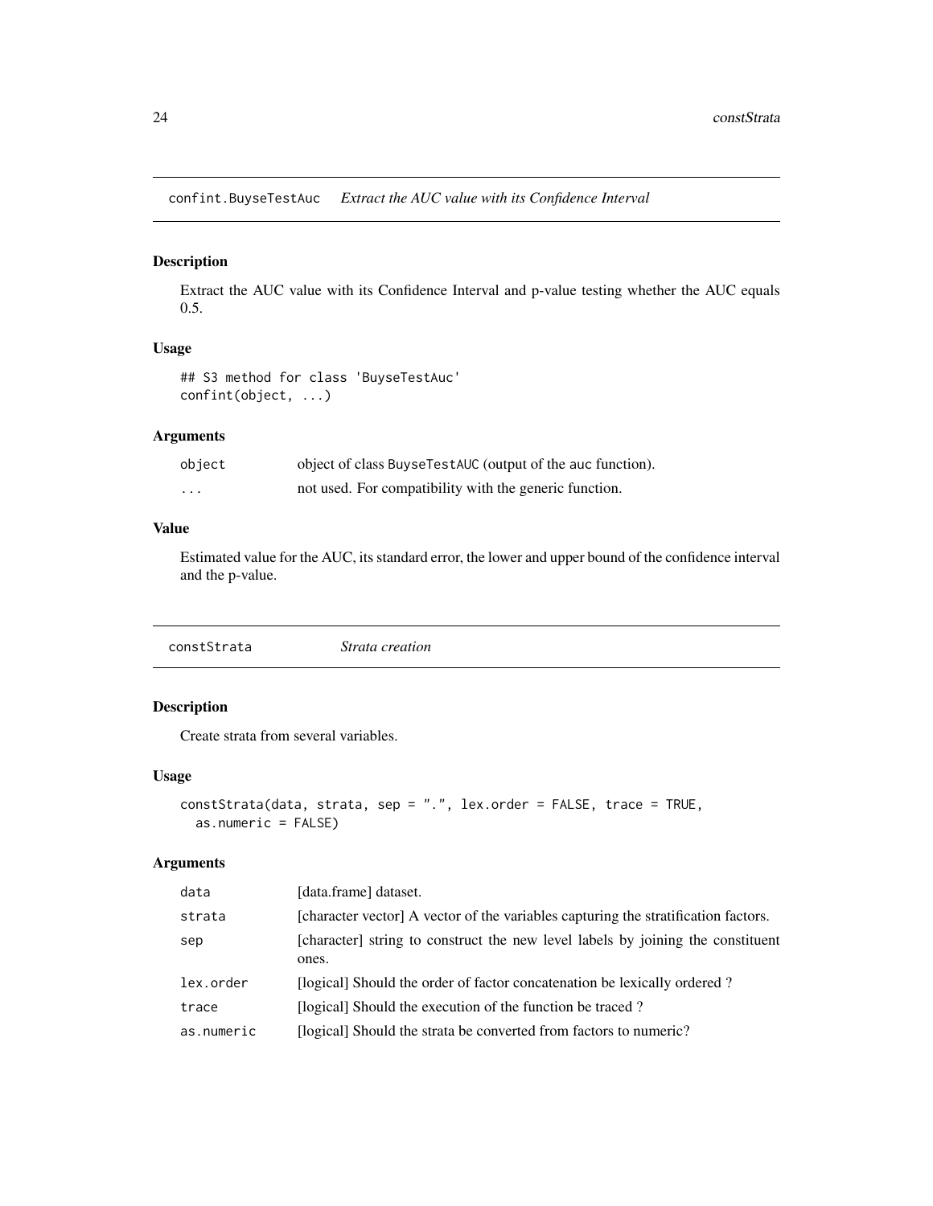## confint.BuyseTestAuc *Extract the AUC value with its Confidence Interval*

### Description

Extract the AUC value with its Confidence Interval and p-value testing whether the AUC equals 0.5.

### Usage

```
## S3 method for class 'BuyseTestAuc'
confint(object, ...)
```

### Arguments

| | |
|---|---|
| `object` | object of class `BuyseTestAUC` (output of the `auc` function). |
| `...` | not used. For compatibility with the generic function. |

### Value

Estimated value for the AUC, its standard error, the lower and upper bound of the confidence interval and the p-value.

## constStrata *Strata creation*

### Description

Create strata from several variables.

### Usage

```
constStrata(data, strata, sep = ".", lex.order = FALSE, trace = TRUE,
  as.numeric = FALSE)
```

### Arguments

| | |
|---|---|
| `data` | [data.frame] dataset. |
| `strata` | [character vector] A vector of the variables capturing the stratification factors. |
| `sep` | [character] string to construct the new level labels by joining the constituent ones. |
| `lex.order` | [logical] Should the order of factor concatenation be lexically ordered ? |
| `trace` | [logical] Should the execution of the function be traced ? |
| `as.numeric` | [logical] Should the strata be converted from factors to numeric? |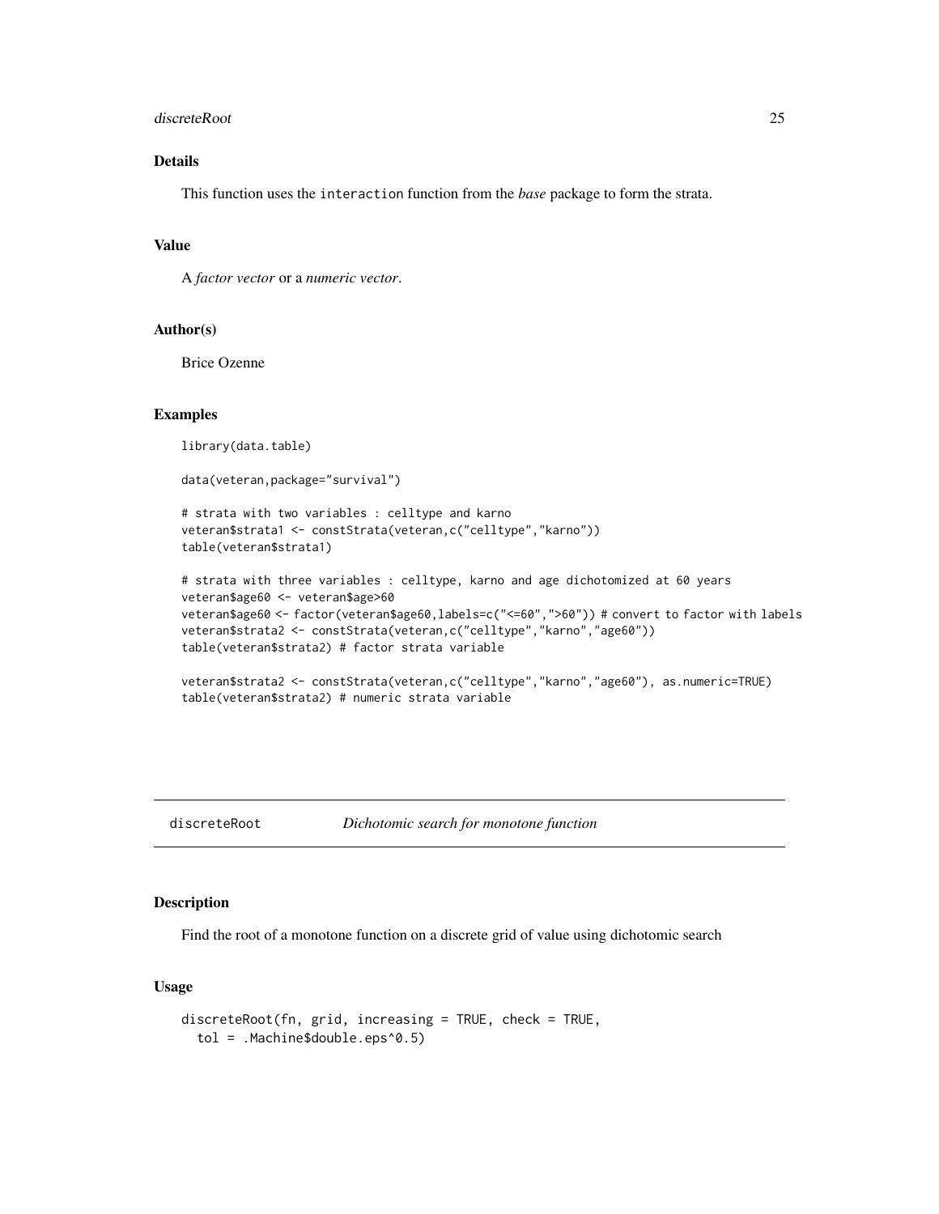## Details

This function uses the interaction function from the *base* package to form the strata.

## Value

A *factor vector* or a *numeric vector*.

## Author(s)

Brice Ozenne

## Examples

```
library(data.table)

data(veteran,package="survival")

# strata with two variables : celltype and karno
veteran$strata1 <- constStrata(veteran,c("celltype","karno"))
table(veteran$strata1)

# strata with three variables : celltype, karno and age dichotomized at 60 years
veteran$age60 <- veteran$age>60
veteran$age60 <- factor(veteran$age60,labels=c("<=60",">60")) # convert to factor with labels
veteran$strata2 <- constStrata(veteran,c("celltype","karno","age60"))
table(veteran$strata2) # factor strata variable

veteran$strata2 <- constStrata(veteran,c("celltype","karno","age60"), as.numeric=TRUE)
table(veteran$strata2) # numeric strata variable
```

---

# discreteRoot    *Dichotomic search for monotone function*

## Description

Find the root of a monotone function on a discrete grid of value using dichotomic search

## Usage

```
discreteRoot(fn, grid, increasing = TRUE, check = TRUE,
  tol = .Machine$double.eps^0.5)
```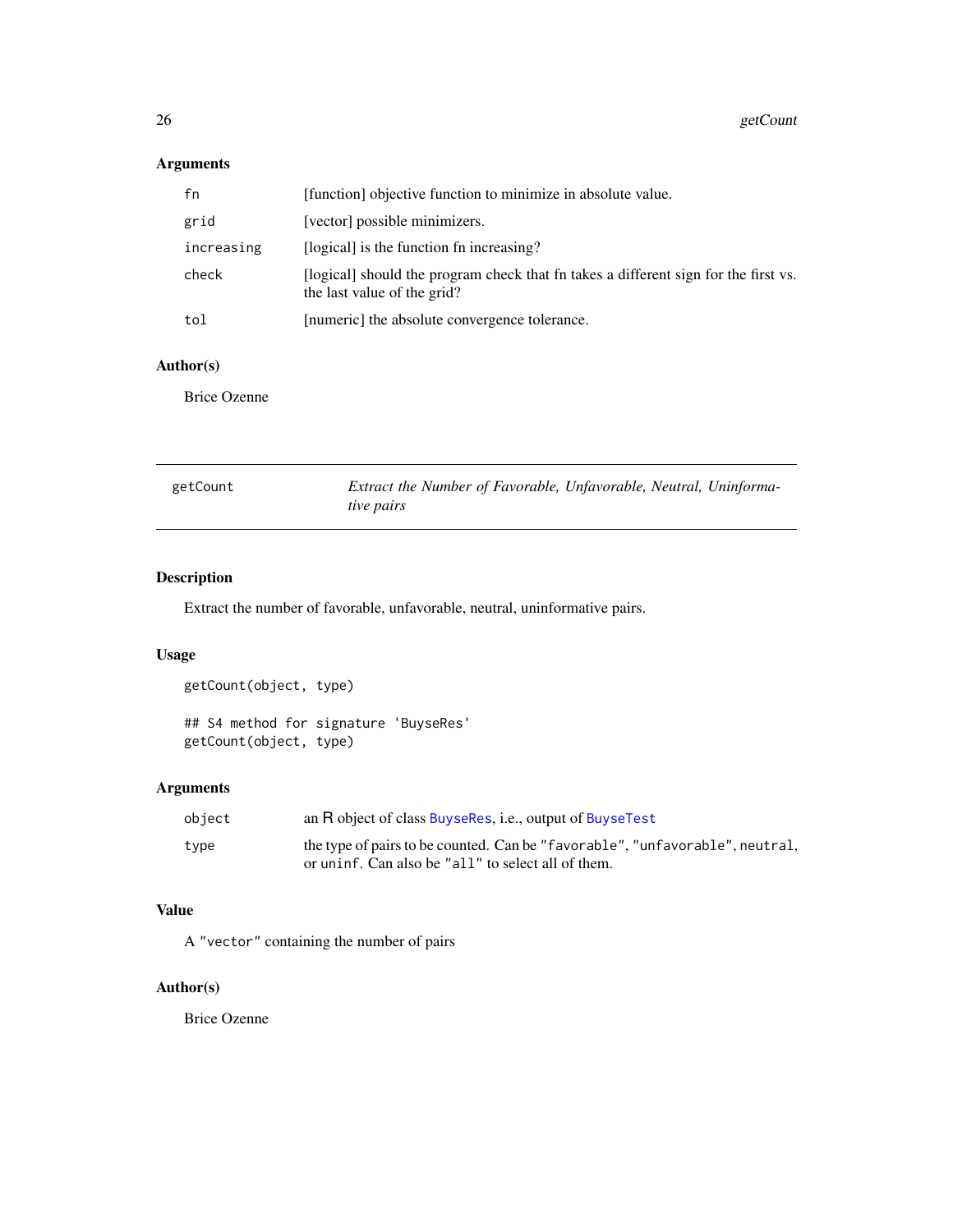### Arguments

| | |
|---|---|
| `fn` | [function] objective function to minimize in absolute value. |
| `grid` | [vector] possible minimizers. |
| `increasing` | [logical] is the function fn increasing? |
| `check` | [logical] should the program check that fn takes a different sign for the first vs. the last value of the grid? |
| `tol` | [numeric] the absolute convergence tolerance. |

### Author(s)

Brice Ozenne

---

## getCount — *Extract the Number of Favorable, Unfavorable, Neutral, Uninformative pairs*

---

### Description

Extract the number of favorable, unfavorable, neutral, uninformative pairs.

### Usage

```
getCount(object, type)

## S4 method for signature 'BuyseRes'
getCount(object, type)
```

### Arguments

| | |
|---|---|
| `object` | an R object of class `BuyseRes`, i.e., output of `BuyseTest` |
| `type` | the type of pairs to be counted. Can be `"favorable"`, `"unfavorable"`, `neutral`, or `uninf`. Can also be `"all"` to select all of them. |

### Value

A `"vector"` containing the number of pairs

### Author(s)

Brice Ozenne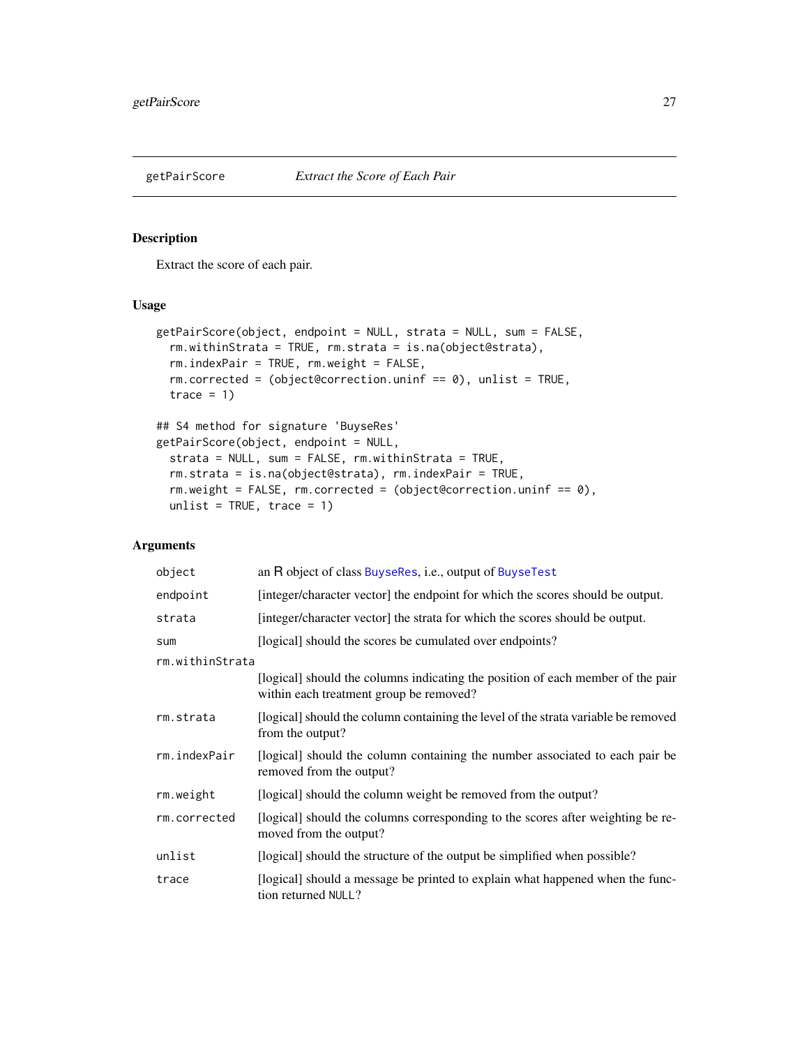## getPairScore *Extract the Score of Each Pair*

### Description

Extract the score of each pair.

### Usage

```
getPairScore(object, endpoint = NULL, strata = NULL, sum = FALSE,
  rm.withinStrata = TRUE, rm.strata = is.na(object@strata),
  rm.indexPair = TRUE, rm.weight = FALSE,
  rm.corrected = (object@correction.uninf == 0), unlist = TRUE,
  trace = 1)

## S4 method for signature 'BuyseRes'
getPairScore(object, endpoint = NULL,
  strata = NULL, sum = FALSE, rm.withinStrata = TRUE,
  rm.strata = is.na(object@strata), rm.indexPair = TRUE,
  rm.weight = FALSE, rm.corrected = (object@correction.uninf == 0),
  unlist = TRUE, trace = 1)
```

### Arguments

| | |
|---|---|
| `object` | an R object of class BuyseRes, i.e., output of BuyseTest |
| `endpoint` | [integer/character vector] the endpoint for which the scores should be output. |
| `strata` | [integer/character vector] the strata for which the scores should be output. |
| `sum` | [logical] should the scores be cumulated over endpoints? |
| `rm.withinStrata` | [logical] should the columns indicating the position of each member of the pair within each treatment group be removed? |
| `rm.strata` | [logical] should the column containing the level of the strata variable be removed from the output? |
| `rm.indexPair` | [logical] should the column containing the number associated to each pair be removed from the output? |
| `rm.weight` | [logical] should the column weight be removed from the output? |
| `rm.corrected` | [logical] should the columns corresponding to the scores after weighting be removed from the output? |
| `unlist` | [logical] should the structure of the output be simplified when possible? |
| `trace` | [logical] should a message be printed to explain what happened when the function returned NULL? |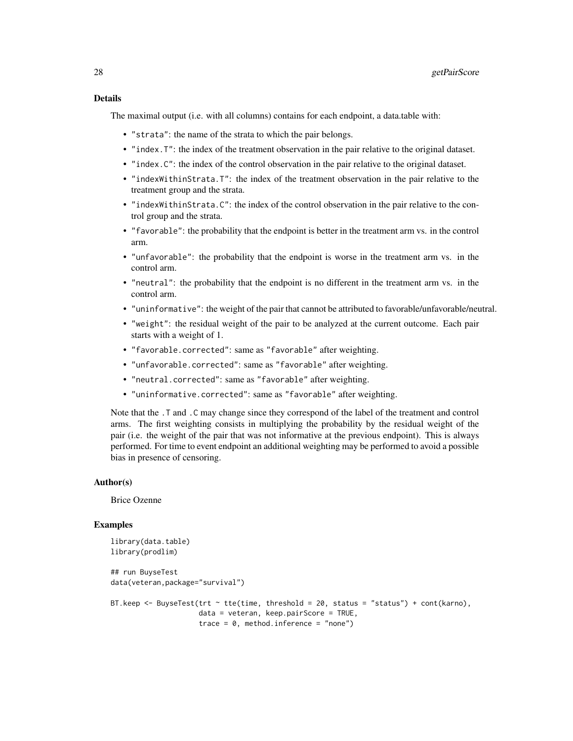## Details

The maximal output (i.e. with all columns) contains for each endpoint, a data.table with:

- `"strata"`: the name of the strata to which the pair belongs.
- `"index.T"`: the index of the treatment observation in the pair relative to the original dataset.
- `"index.C"`: the index of the control observation in the pair relative to the original dataset.
- `"indexWithinStrata.T"`: the index of the treatment observation in the pair relative to the treatment group and the strata.
- `"indexWithinStrata.C"`: the index of the control observation in the pair relative to the control group and the strata.
- `"favorable"`: the probability that the endpoint is better in the treatment arm vs. in the control arm.
- `"unfavorable"`: the probability that the endpoint is worse in the treatment arm vs. in the control arm.
- `"neutral"`: the probability that the endpoint is no different in the treatment arm vs. in the control arm.
- `"uninformative"`: the weight of the pair that cannot be attributed to favorable/unfavorable/neutral.
- `"weight"`: the residual weight of the pair to be analyzed at the current outcome. Each pair starts with a weight of 1.
- `"favorable.corrected"`: same as `"favorable"` after weighting.
- `"unfavorable.corrected"`: same as `"favorable"` after weighting.
- `"neutral.corrected"`: same as `"favorable"` after weighting.
- `"uninformative.corrected"`: same as `"favorable"` after weighting.

Note that the `.T` and `.C` may change since they correspond of the label of the treatment and control arms. The first weighting consists in multiplying the probability by the residual weight of the pair (i.e. the weight of the pair that was not informative at the previous endpoint). This is always performed. For time to event endpoint an additional weighting may be performed to avoid a possible bias in presence of censoring.

## Author(s)

Brice Ozenne

## Examples

```
library(data.table)
library(prodlim)

## run BuyseTest
data(veteran,package="survival")

BT.keep <- BuyseTest(trt ~ tte(time, threshold = 20, status = "status") + cont(karno),
                     data = veteran, keep.pairScore = TRUE,
                     trace = 0, method.inference = "none")
```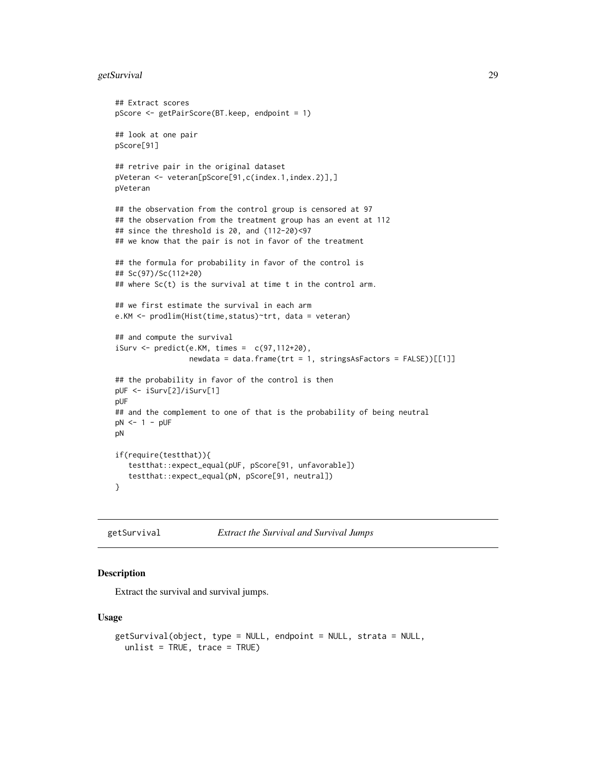```
## Extract scores
pScore <- getPairScore(BT.keep, endpoint = 1)

## look at one pair
pScore[91]

## retrive pair in the original dataset
pVeteran <- veteran[pScore[91,c(index.1,index.2)],]
pVeteran

## the observation from the control group is censored at 97
## the observation from the treatment group has an event at 112
## since the threshold is 20, and (112-20)<97
## we know that the pair is not in favor of the treatment

## the formula for probability in favor of the control is
## Sc(97)/Sc(112+20)
## where Sc(t) is the survival at time t in the control arm.

## we first estimate the survival in each arm
e.KM <- prodlim(Hist(time,status)~trt, data = veteran)

## and compute the survival
iSurv <- predict(e.KM, times =  c(97,112+20),
                 newdata = data.frame(trt = 1, stringsAsFactors = FALSE))[[1]]

## the probability in favor of the control is then
pUF <- iSurv[2]/iSurv[1]
pUF
## and the complement to one of that is the probability of being neutral
pN <- 1 - pUF
pN

if(require(testthat)){
   testthat::expect_equal(pUF, pScore[91, unfavorable])
   testthat::expect_equal(pN, pScore[91, neutral])
}
```

## getSurvival — *Extract the Survival and Survival Jumps*

### Description

Extract the survival and survival jumps.

### Usage

```
getSurvival(object, type = NULL, endpoint = NULL, strata = NULL,
  unlist = TRUE, trace = TRUE)
```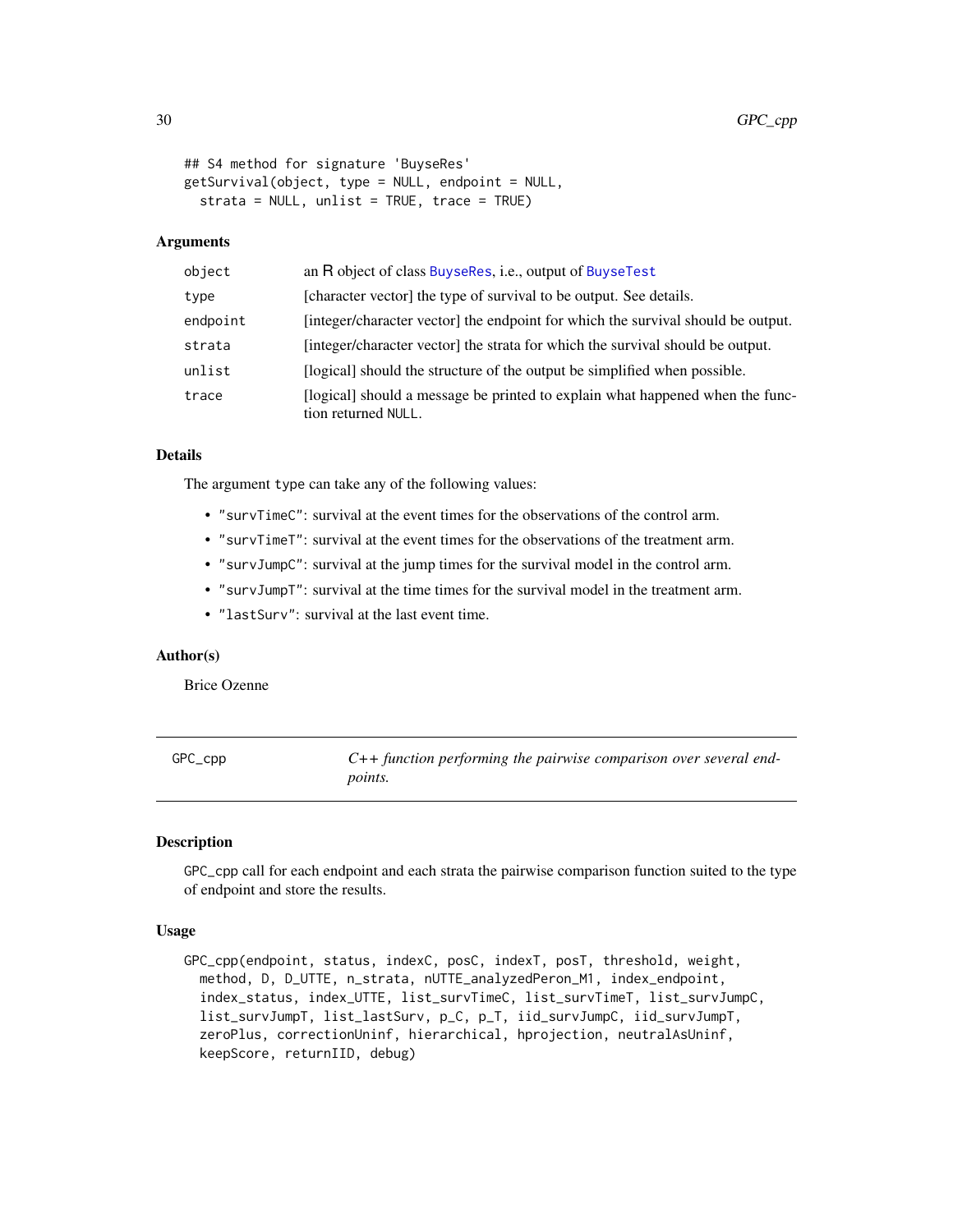```
## S4 method for signature 'BuyseRes'
getSurvival(object, type = NULL, endpoint = NULL,
  strata = NULL, unlist = TRUE, trace = TRUE)
```

### Arguments

| | |
|---|---|
| object | an R object of class BuyseRes, i.e., output of BuyseTest |
| type | [character vector] the type of survival to be output. See details. |
| endpoint | [integer/character vector] the endpoint for which the survival should be output. |
| strata | [integer/character vector] the strata for which the survival should be output. |
| unlist | [logical] should the structure of the output be simplified when possible. |
| trace | [logical] should a message be printed to explain what happened when the function returned NULL. |

### Details

The argument type can take any of the following values:

- "survTimeC": survival at the event times for the observations of the control arm.
- "survTimeT": survival at the event times for the observations of the treatment arm.
- "survJumpC": survival at the jump times for the survival model in the control arm.
- "survJumpT": survival at the time times for the survival model in the treatment arm.
- "lastSurv": survival at the last event time.

### Author(s)

Brice Ozenne

---

## GPC_cpp — *C++ function performing the pairwise comparison over several endpoints.*

### Description

GPC_cpp call for each endpoint and each strata the pairwise comparison function suited to the type of endpoint and store the results.

### Usage

```
GPC_cpp(endpoint, status, indexC, posC, indexT, posT, threshold, weight,
  method, D, D_UTTE, n_strata, nUTTE_analyzedPeron_M1, index_endpoint,
  index_status, index_UTTE, list_survTimeC, list_survTimeT, list_survJumpC,
  list_survJumpT, list_lastSurv, p_C, p_T, iid_survJumpC, iid_survJumpT,
  zeroPlus, correctionUninf, hierarchical, hprojection, neutralAsUninf,
  keepScore, returnIID, debug)
```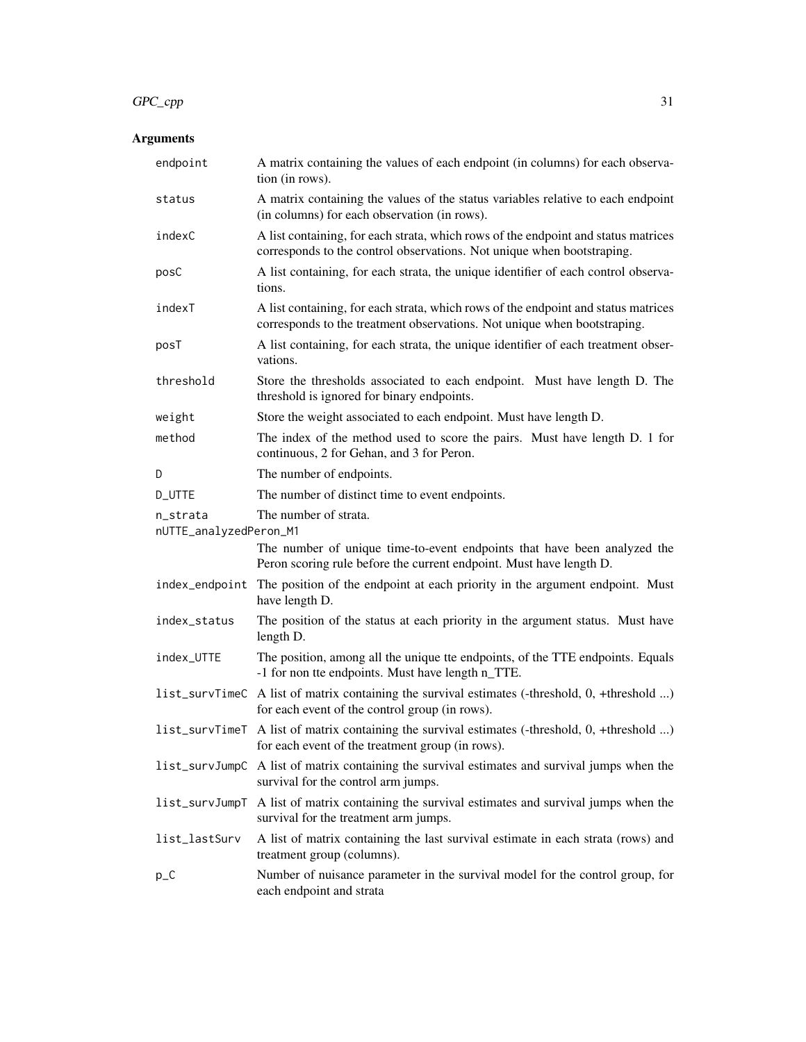## Arguments

| | |
|---|---|
| endpoint | A matrix containing the values of each endpoint (in columns) for each observation (in rows). |
| status | A matrix containing the values of the status variables relative to each endpoint (in columns) for each observation (in rows). |
| indexC | A list containing, for each strata, which rows of the endpoint and status matrices corresponds to the control observations. Not unique when bootstraping. |
| posC | A list containing, for each strata, the unique identifier of each control observations. |
| indexT | A list containing, for each strata, which rows of the endpoint and status matrices corresponds to the treatment observations. Not unique when bootstraping. |
| posT | A list containing, for each strata, the unique identifier of each treatment observations. |
| threshold | Store the thresholds associated to each endpoint. Must have length D. The threshold is ignored for binary endpoints. |
| weight | Store the weight associated to each endpoint. Must have length D. |
| method | The index of the method used to score the pairs. Must have length D. 1 for continuous, 2 for Gehan, and 3 for Peron. |
| D | The number of endpoints. |
| D_UTTE | The number of distinct time to event endpoints. |
| n_strata | The number of strata. |
| nUTTE_analyzedPeron_M1 | The number of unique time-to-event endpoints that have been analyzed the Peron scoring rule before the current endpoint. Must have length D. |
| index_endpoint | The position of the endpoint at each priority in the argument endpoint. Must have length D. |
| index_status | The position of the status at each priority in the argument status. Must have length D. |
| index_UTTE | The position, among all the unique tte endpoints, of the TTE endpoints. Equals -1 for non tte endpoints. Must have length n_TTE. |
| list_survTimeC | A list of matrix containing the survival estimates (-threshold, 0, +threshold ...) for each event of the control group (in rows). |
| list_survTimeT | A list of matrix containing the survival estimates (-threshold, 0, +threshold ...) for each event of the treatment group (in rows). |
| list_survJumpC | A list of matrix containing the survival estimates and survival jumps when the survival for the control arm jumps. |
| list_survJumpT | A list of matrix containing the survival estimates and survival jumps when the survival for the treatment arm jumps. |
| list_lastSurv | A list of matrix containing the last survival estimate in each strata (rows) and treatment group (columns). |
| p_C | Number of nuisance parameter in the survival model for the control group, for each endpoint and strata |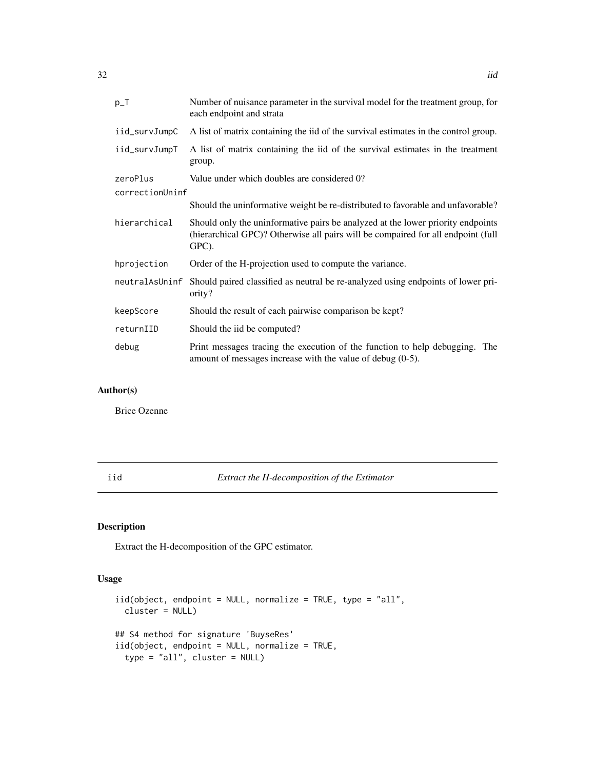| | |
|---|---|
| p_T | Number of nuisance parameter in the survival model for the treatment group, for each endpoint and strata |
| iid_survJumpC | A list of matrix containing the iid of the survival estimates in the control group. |
| iid_survJumpT | A list of matrix containing the iid of the survival estimates in the treatment group. |
| zeroPlus | Value under which doubles are considered 0? |
| correctionUninf | Should the uninformative weight be re-distributed to favorable and unfavorable? |
| hierarchical | Should only the uninformative pairs be analyzed at the lower priority endpoints (hierarchical GPC)? Otherwise all pairs will be compaired for all endpoint (full GPC). |
| hprojection | Order of the H-projection used to compute the variance. |
| neutralAsUninf | Should paired classified as neutral be re-analyzed using endpoints of lower priority? |
| keepScore | Should the result of each pairwise comparison be kept? |
| returnIID | Should the iid be computed? |
| debug | Print messages tracing the execution of the function to help debugging. The amount of messages increase with the value of debug (0-5). |

## Author(s)

Brice Ozenne

---

# iid — *Extract the H-decomposition of the Estimator*

## Description

Extract the H-decomposition of the GPC estimator.

## Usage

```
iid(object, endpoint = NULL, normalize = TRUE, type = "all",
  cluster = NULL)

## S4 method for signature 'BuyseRes'
iid(object, endpoint = NULL, normalize = TRUE,
  type = "all", cluster = NULL)
```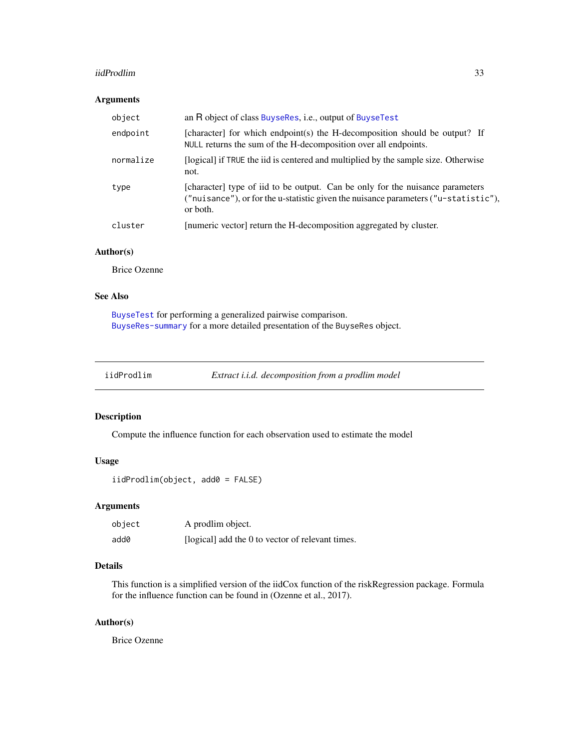## Arguments

| | |
|---|---|
| `object` | an R object of class BuyseRes, i.e., output of BuyseTest |
| `endpoint` | [character] for which endpoint(s) the H-decomposition should be output? If NULL returns the sum of the H-decomposition over all endpoints. |
| `normalize` | [logical] if TRUE the iid is centered and multiplied by the sample size. Otherwise not. |
| `type` | [character] type of iid to be output. Can be only for the nuisance parameters ("nuisance"), or for the u-statistic given the nuisance parameters ("u-statistic"), or both. |
| `cluster` | [numeric vector] return the H-decomposition aggregated by cluster. |

## Author(s)

Brice Ozenne

## See Also

BuyseTest for performing a generalized pairwise comparison.
BuyseRes-summary for a more detailed presentation of the BuyseRes object.

---

# iidProdlim — *Extract i.i.d. decomposition from a prodlim model*

## Description

Compute the influence function for each observation used to estimate the model

## Usage

```
iidProdlim(object, add0 = FALSE)
```

## Arguments

| | |
|---|---|
| `object` | A prodlim object. |
| `add0` | [logical] add the 0 to vector of relevant times. |

## Details

This function is a simplified version of the iidCox function of the riskRegression package. Formula for the influence function can be found in (Ozenne et al., 2017).

## Author(s)

Brice Ozenne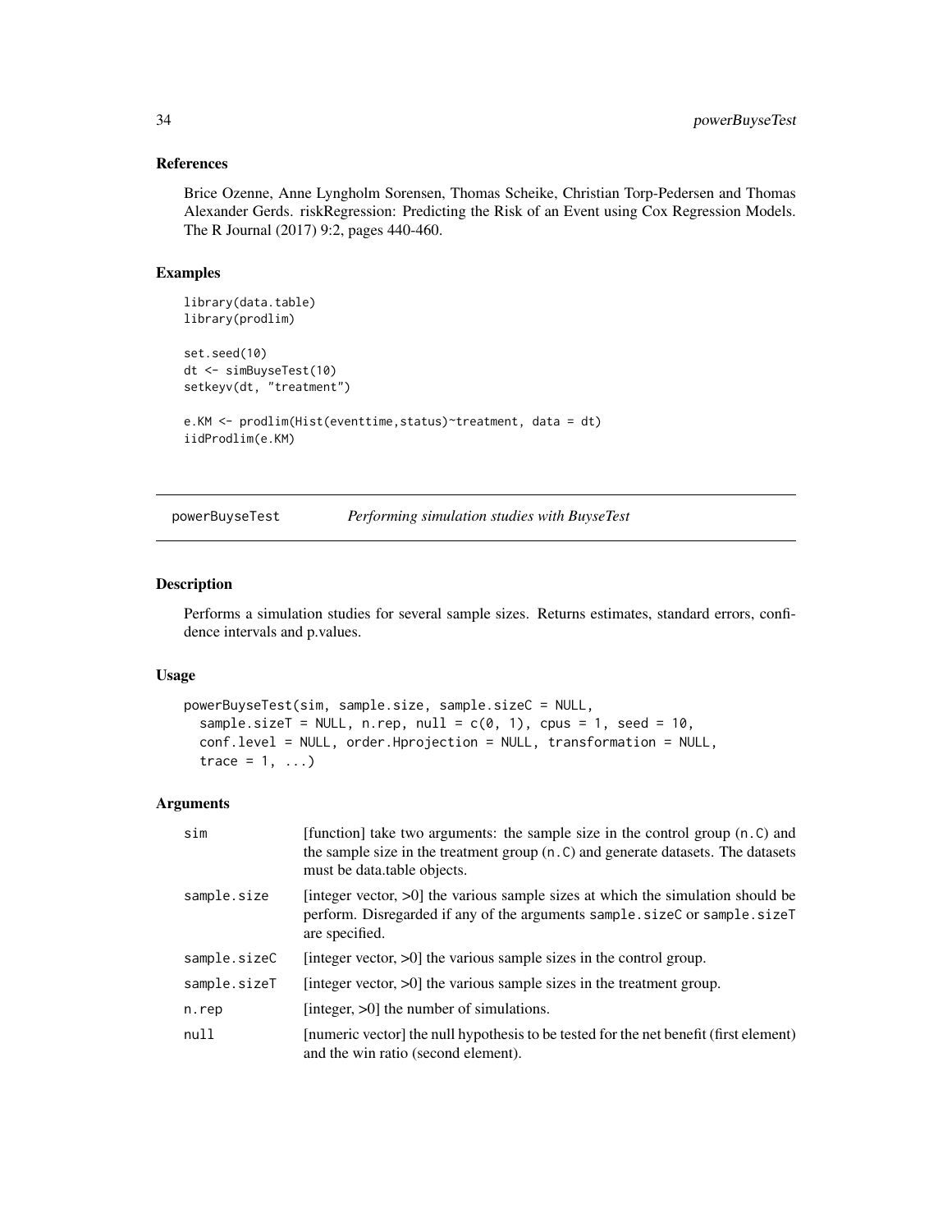## References

Brice Ozenne, Anne Lyngholm Sorensen, Thomas Scheike, Christian Torp-Pedersen and Thomas Alexander Gerds. riskRegression: Predicting the Risk of an Event using Cox Regression Models. The R Journal (2017) 9:2, pages 440-460.

## Examples

```
library(data.table)
library(prodlim)

set.seed(10)
dt <- simBuyseTest(10)
setkeyv(dt, "treatment")

e.KM <- prodlim(Hist(eventtime,status)~treatment, data = dt)
iidProdlim(e.KM)
```

---

# powerBuyseTest *Performing simulation studies with BuyseTest*

---

## Description

Performs a simulation studies for several sample sizes. Returns estimates, standard errors, confidence intervals and p.values.

## Usage

```
powerBuyseTest(sim, sample.size, sample.sizeC = NULL,
  sample.sizeT = NULL, n.rep, null = c(0, 1), cpus = 1, seed = 10,
  conf.level = NULL, order.Hprojection = NULL, transformation = NULL,
  trace = 1, ...)
```

## Arguments

| | |
|---|---|
| `sim` | [function] take two arguments: the sample size in the control group (`n.C`) and the sample size in the treatment group (`n.C`) and generate datasets. The datasets must be data.table objects. |
| `sample.size` | [integer vector, >0] the various sample sizes at which the simulation should be perform. Disregarded if any of the arguments `sample.sizeC` or `sample.sizeT` are specified. |
| `sample.sizeC` | [integer vector, >0] the various sample sizes in the control group. |
| `sample.sizeT` | [integer vector, >0] the various sample sizes in the treatment group. |
| `n.rep` | [integer, >0] the number of simulations. |
| `null` | [numeric vector] the null hypothesis to be tested for the net benefit (first element) and the win ratio (second element). |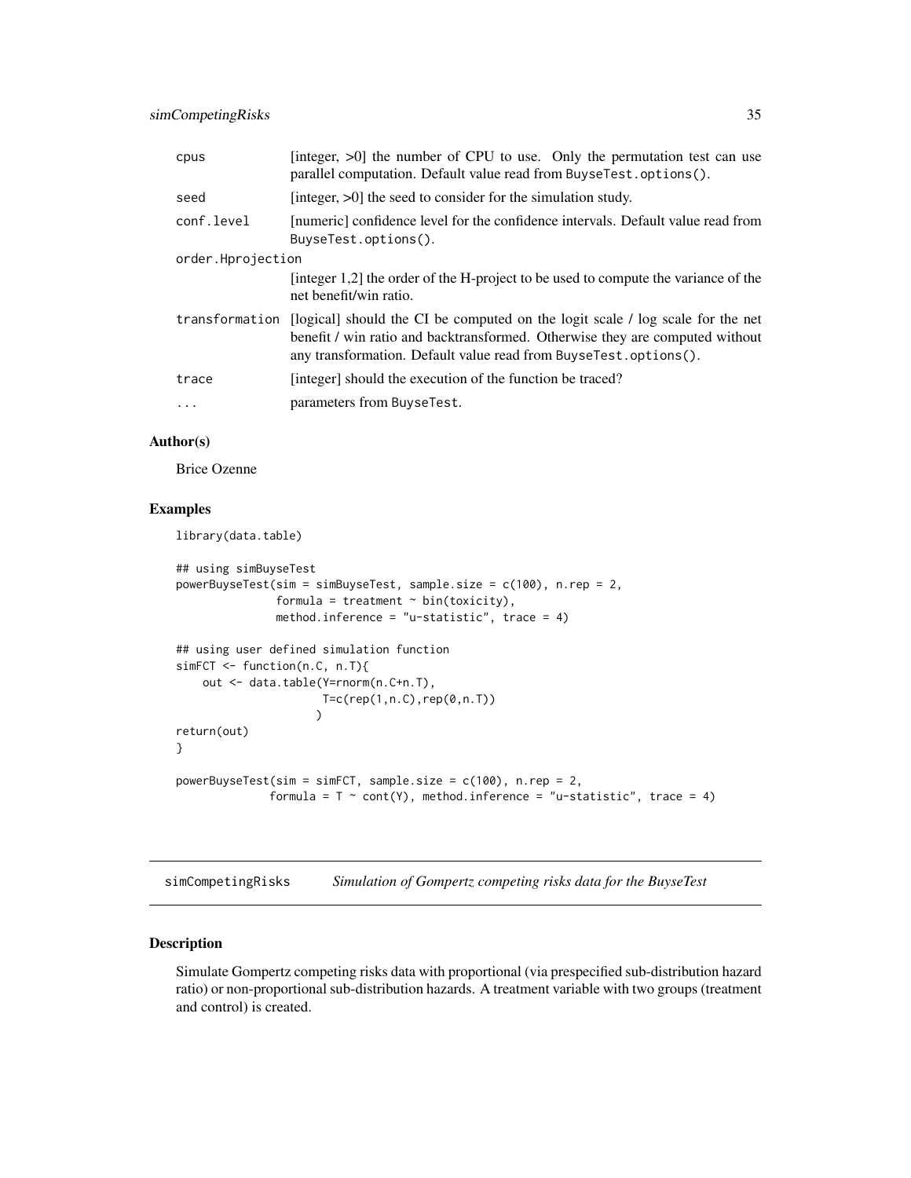| | |
|---|---|
| cpus | [integer, >0] the number of CPU to use. Only the permutation test can use parallel computation. Default value read from BuyseTest.options(). |
| seed | [integer, >0] the seed to consider for the simulation study. |
| conf.level | [numeric] confidence level for the confidence intervals. Default value read from BuyseTest.options(). |
| order.Hprojection | [integer 1,2] the order of the H-project to be used to compute the variance of the net benefit/win ratio. |
| transformation | [logical] should the CI be computed on the logit scale / log scale for the net benefit / win ratio and backtransformed. Otherwise they are computed without any transformation. Default value read from BuyseTest.options(). |
| trace | [integer] should the execution of the function be traced? |
| ... | parameters from BuyseTest. |

### Author(s)

Brice Ozenne

### Examples

```
library(data.table)

## using simBuyseTest
powerBuyseTest(sim = simBuyseTest, sample.size = c(100), n.rep = 2,
               formula = treatment ~ bin(toxicity),
               method.inference = "u-statistic", trace = 4)

## using user defined simulation function
simFCT <- function(n.C, n.T){
    out <- data.table(Y=rnorm(n.C+n.T),
                      T=c(rep(1,n.C),rep(0,n.T))
                     )
return(out)
}

powerBuyseTest(sim = simFCT, sample.size = c(100), n.rep = 2,
              formula = T ~ cont(Y), method.inference = "u-statistic", trace = 4)
```

---

## simCompetingRisks *Simulation of Gompertz competing risks data for the BuyseTest*

### Description

Simulate Gompertz competing risks data with proportional (via prespecified sub-distribution hazard ratio) or non-proportional sub-distribution hazards. A treatment variable with two groups (treatment and control) is created.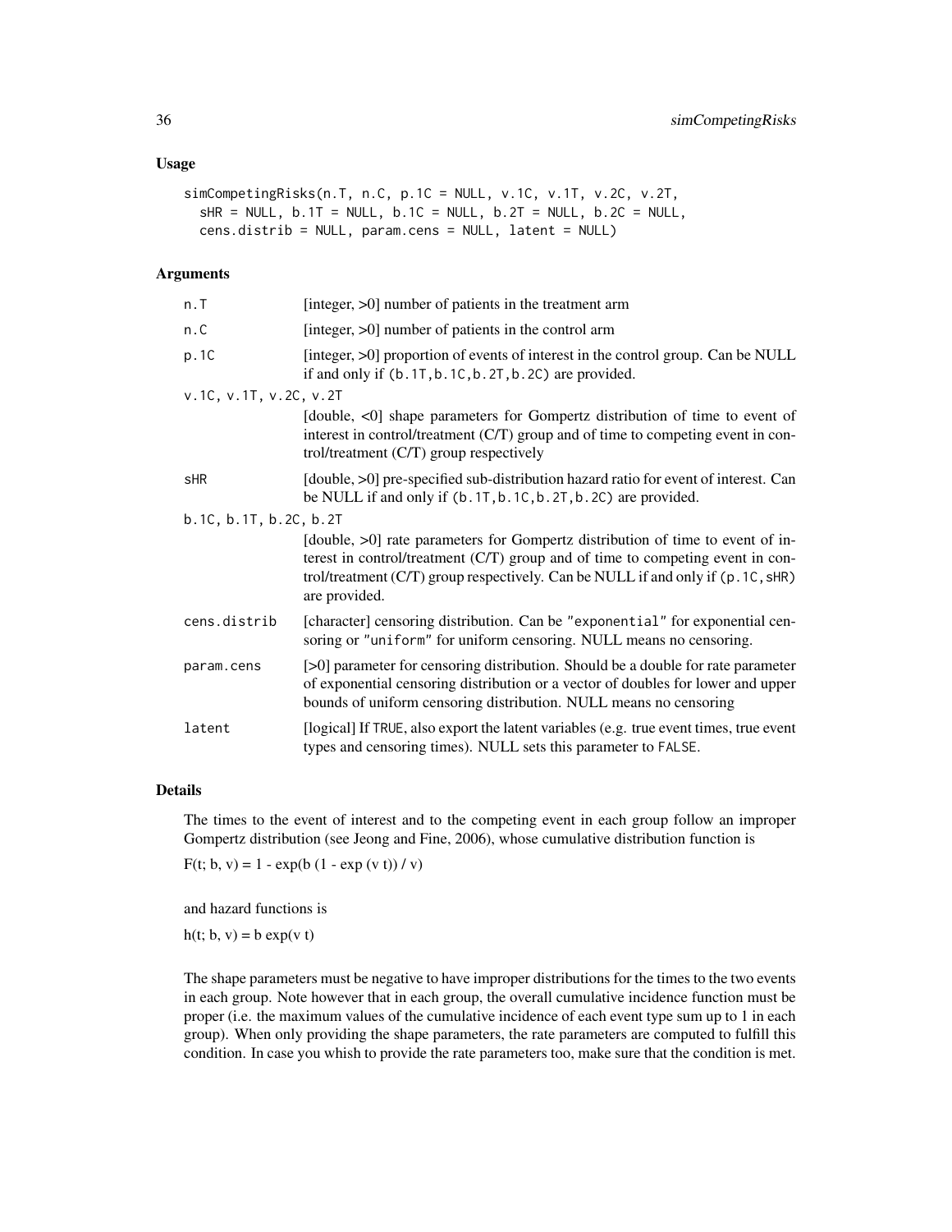### Usage

```
simCompetingRisks(n.T, n.C, p.1C = NULL, v.1C, v.1T, v.2C, v.2T,
  sHR = NULL, b.1T = NULL, b.1C = NULL, b.2T = NULL, b.2C = NULL,
  cens.distrib = NULL, param.cens = NULL, latent = NULL)
```

### Arguments

| | |
|---|---|
| `n.T` | [integer, >0] number of patients in the treatment arm |
| `n.C` | [integer, >0] number of patients in the control arm |
| `p.1C` | [integer, >0] proportion of events of interest in the control group. Can be NULL if and only if `(b.1T,b.1C,b.2T,b.2C)` are provided. |
| `v.1C, v.1T, v.2C, v.2T` | [double, <0] shape parameters for Gompertz distribution of time to event of interest in control/treatment (C/T) group and of time to competing event in control/treatment (C/T) group respectively |
| `sHR` | [double, >0] pre-specified sub-distribution hazard ratio for event of interest. Can be NULL if and only if `(b.1T,b.1C,b.2T,b.2C)` are provided. |
| `b.1C, b.1T, b.2C, b.2T` | [double, >0] rate parameters for Gompertz distribution of time to event of interest in control/treatment (C/T) group and of time to competing event in control/treatment (C/T) group respectively. Can be NULL if and only if `(p.1C,sHR)` are provided. |
| `cens.distrib` | [character] censoring distribution. Can be `"exponential"` for exponential censoring or `"uniform"` for uniform censoring. NULL means no censoring. |
| `param.cens` | [>0] parameter for censoring distribution. Should be a double for rate parameter of exponential censoring distribution or a vector of doubles for lower and upper bounds of uniform censoring distribution. NULL means no censoring |
| `latent` | [logical] If `TRUE`, also export the latent variables (e.g. true event times, true event types and censoring times). NULL sets this parameter to `FALSE`. |

### Details

The times to the event of interest and to the competing event in each group follow an improper Gompertz distribution (see Jeong and Fine, 2006), whose cumulative distribution function is

F(t; b, v) = 1 - exp(b (1 - exp (v t)) / v)

and hazard functions is

h(t; b, v) = b exp(v t)

The shape parameters must be negative to have improper distributions for the times to the two events in each group. Note however that in each group, the overall cumulative incidence function must be proper (i.e. the maximum values of the cumulative incidence of each event type sum up to 1 in each group). When only providing the shape parameters, the rate parameters are computed to fulfill this condition. In case you whish to provide the rate parameters too, make sure that the condition is met.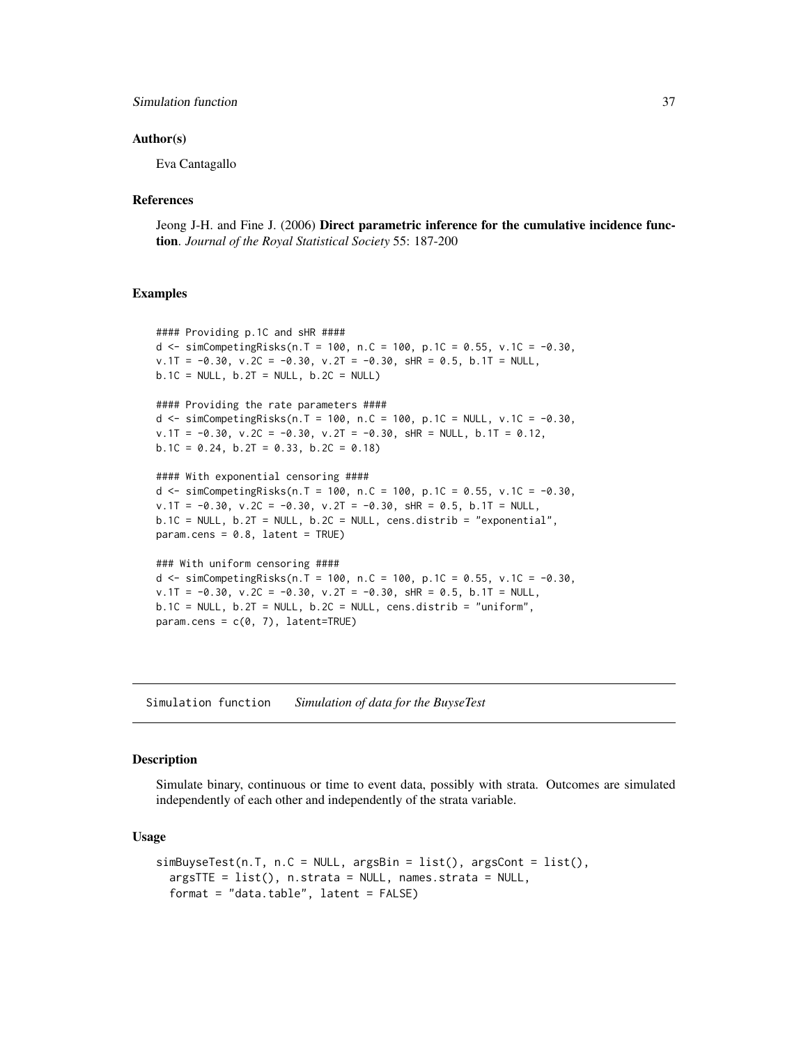## Author(s)

Eva Cantagallo

## References

Jeong J-H. and Fine J. (2006) **Direct parametric inference for the cumulative incidence function**. *Journal of the Royal Statistical Society* 55: 187-200

## Examples

```
#### Providing p.1C and sHR ####
d <- simCompetingRisks(n.T = 100, n.C = 100, p.1C = 0.55, v.1C = -0.30,
v.1T = -0.30, v.2C = -0.30, v.2T = -0.30, sHR = 0.5, b.1T = NULL,
b.1C = NULL, b.2T = NULL, b.2C = NULL)

#### Providing the rate parameters ####
d <- simCompetingRisks(n.T = 100, n.C = 100, p.1C = NULL, v.1C = -0.30,
v.1T = -0.30, v.2C = -0.30, v.2T = -0.30, sHR = NULL, b.1T = 0.12,
b.1C = 0.24, b.2T = 0.33, b.2C = 0.18)

#### With exponential censoring ####
d <- simCompetingRisks(n.T = 100, n.C = 100, p.1C = 0.55, v.1C = -0.30,
v.1T = -0.30, v.2C = -0.30, v.2T = -0.30, sHR = 0.5, b.1T = NULL,
b.1C = NULL, b.2T = NULL, b.2C = NULL, cens.distrib = "exponential",
param.cens = 0.8, latent = TRUE)

### With uniform censoring ####
d <- simCompetingRisks(n.T = 100, n.C = 100, p.1C = 0.55, v.1C = -0.30,
v.1T = -0.30, v.2C = -0.30, v.2T = -0.30, sHR = 0.5, b.1T = NULL,
b.1C = NULL, b.2T = NULL, b.2C = NULL, cens.distrib = "uniform",
param.cens = c(0, 7), latent=TRUE)
```

---

# Simulation function *Simulation of data for the BuyseTest*

## Description

Simulate binary, continuous or time to event data, possibly with strata. Outcomes are simulated independently of each other and independently of the strata variable.

## Usage

```
simBuyseTest(n.T, n.C = NULL, argsBin = list(), argsCont = list(),
  argsTTE = list(), n.strata = NULL, names.strata = NULL,
  format = "data.table", latent = FALSE)
```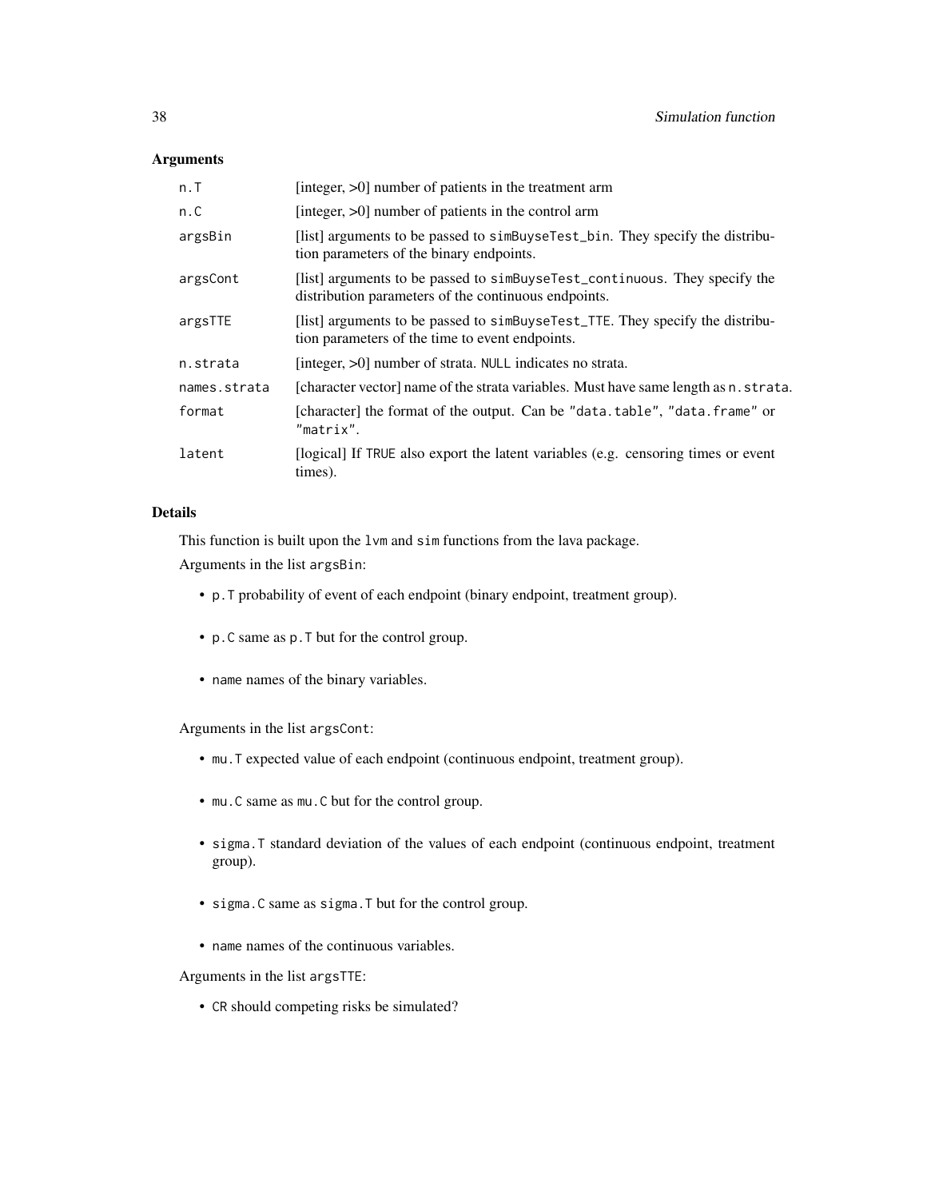## Arguments

| | |
|---|---|
| n.T | [integer, >0] number of patients in the treatment arm |
| n.C | [integer, >0] number of patients in the control arm |
| argsBin | [list] arguments to be passed to `simBuyseTest_bin`. They specify the distribution parameters of the binary endpoints. |
| argsCont | [list] arguments to be passed to `simBuyseTest_continuous`. They specify the distribution parameters of the continuous endpoints. |
| argsTTE | [list] arguments to be passed to `simBuyseTest_TTE`. They specify the distribution parameters of the time to event endpoints. |
| n.strata | [integer, >0] number of strata. `NULL` indicates no strata. |
| names.strata | [character vector] name of the strata variables. Must have same length as `n.strata`. |
| format | [character] the format of the output. Can be `"data.table"`, `"data.frame"` or `"matrix"`. |
| latent | [logical] If `TRUE` also export the latent variables (e.g. censoring times or event times). |

## Details

This function is built upon the `lvm` and `sim` functions from the lava package.

Arguments in the list `argsBin`:

- `p.T` probability of event of each endpoint (binary endpoint, treatment group).
- `p.C` same as `p.T` but for the control group.
- `name` names of the binary variables.

Arguments in the list `argsCont`:

- `mu.T` expected value of each endpoint (continuous endpoint, treatment group).
- `mu.C` same as `mu.C` but for the control group.
- `sigma.T` standard deviation of the values of each endpoint (continuous endpoint, treatment group).
- `sigma.C` same as `sigma.T` but for the control group.
- `name` names of the continuous variables.

Arguments in the list `argsTTE`:

- `CR` should competing risks be simulated?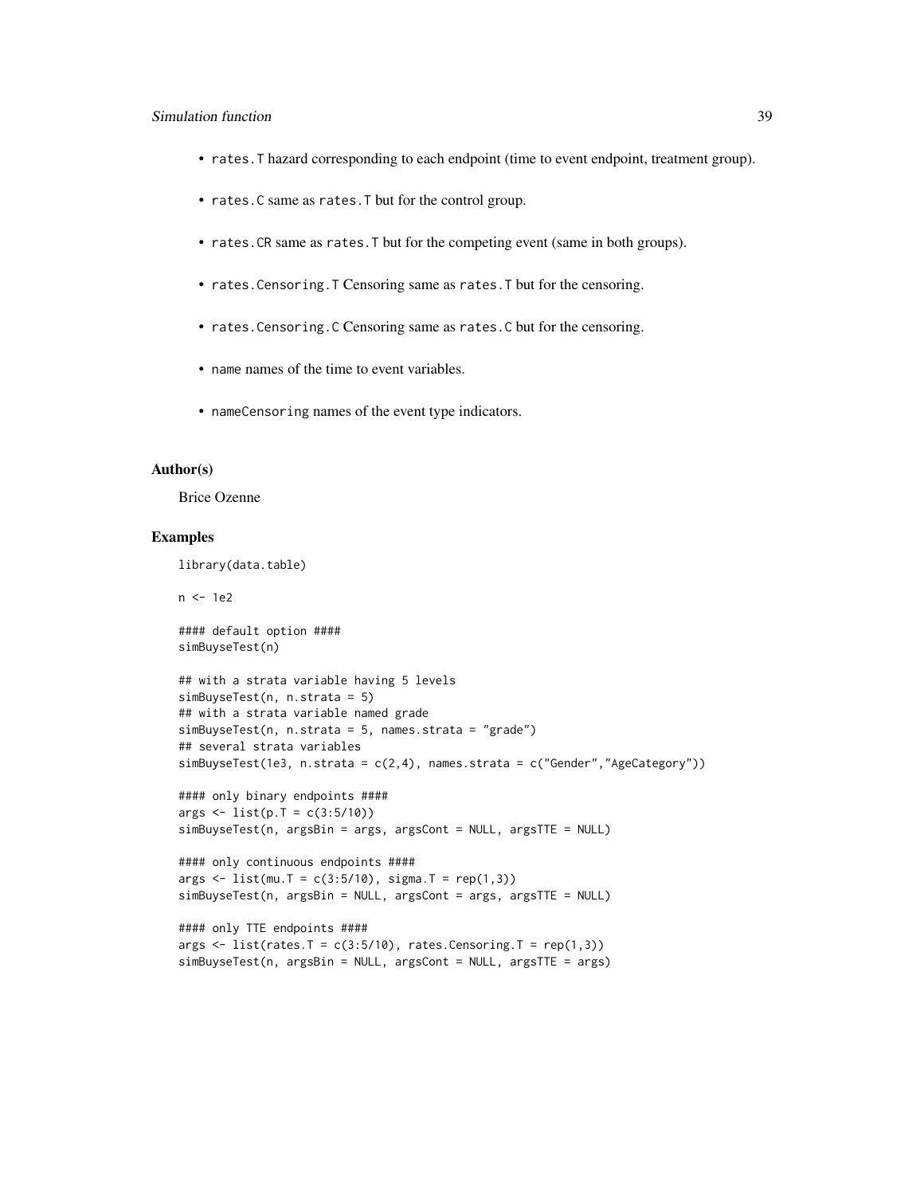- `rates.T` hazard corresponding to each endpoint (time to event endpoint, treatment group).
- `rates.C` same as `rates.T` but for the control group.
- `rates.CR` same as `rates.T` but for the competing event (same in both groups).
- `rates.Censoring.T` Censoring same as `rates.T` but for the censoring.
- `rates.Censoring.C` Censoring same as `rates.C` but for the censoring.
- `name` names of the time to event variables.
- `nameCensoring` names of the event type indicators.

### Author(s)

Brice Ozenne

### Examples

```
library(data.table)

n <- 1e2

#### default option ####
simBuyseTest(n)

## with a strata variable having 5 levels
simBuyseTest(n, n.strata = 5)
## with a strata variable named grade
simBuyseTest(n, n.strata = 5, names.strata = "grade")
## several strata variables
simBuyseTest(1e3, n.strata = c(2,4), names.strata = c("Gender","AgeCategory"))

#### only binary endpoints ####
args <- list(p.T = c(3:5/10))
simBuyseTest(n, argsBin = args, argsCont = NULL, argsTTE = NULL)

#### only continuous endpoints ####
args <- list(mu.T = c(3:5/10), sigma.T = rep(1,3))
simBuyseTest(n, argsBin = NULL, argsCont = args, argsTTE = NULL)

#### only TTE endpoints ####
args <- list(rates.T = c(3:5/10), rates.Censoring.T = rep(1,3))
simBuyseTest(n, argsBin = NULL, argsCont = NULL, argsTTE = args)
```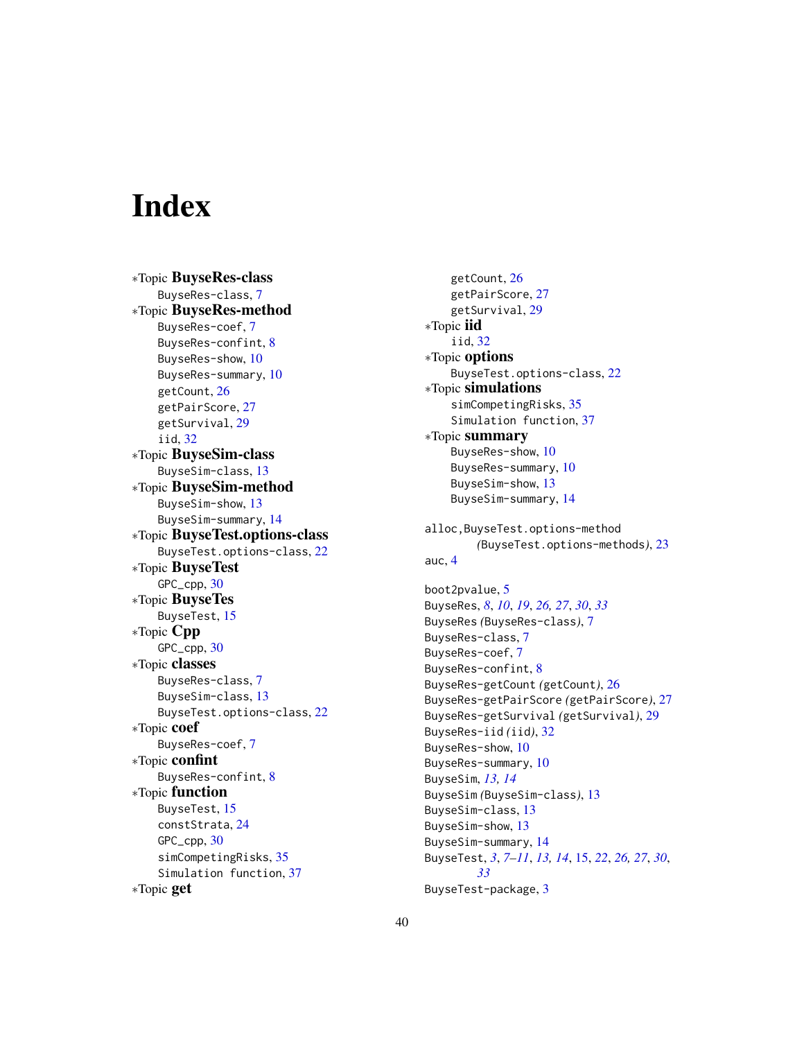# Index

*Topic **BuyseRes-class**
  BuyseRes-class, 7
*Topic **BuyseRes-method**
  BuyseRes-coef, 7
  BuyseRes-confint, 8
  BuyseRes-show, 10
  BuyseRes-summary, 10
  getCount, 26
  getPairScore, 27
  getSurvival, 29
  iid, 32
*Topic **BuyseSim-class**
  BuyseSim-class, 13
*Topic **BuyseSim-method**
  BuyseSim-show, 13
  BuyseSim-summary, 14
*Topic **BuyseTest.options-class**
  BuyseTest.options-class, 22
*Topic **BuyseTest**
  GPC_cpp, 30
*Topic **BuyseTes**
  BuyseTest, 15
*Topic **Cpp**
  GPC_cpp, 30
*Topic **classes**
  BuyseRes-class, 7
  BuyseSim-class, 13
  BuyseTest.options-class, 22
*Topic **coef**
  BuyseRes-coef, 7
*Topic **confint**
  BuyseRes-confint, 8
*Topic **function**
  BuyseTest, 15
  constStrata, 24
  GPC_cpp, 30
  simCompetingRisks, 35
  Simulation function, 37
*Topic **get**
  getCount, 26
  getPairScore, 27
  getSurvival, 29
*Topic **iid**
  iid, 32
*Topic **options**
  BuyseTest.options-class, 22
*Topic **simulations**
  simCompetingRisks, 35
  Simulation function, 37
*Topic **summary**
  BuyseRes-show, 10
  BuyseRes-summary, 10
  BuyseSim-show, 13
  BuyseSim-summary, 14

alloc,BuyseTest.options-method
  *(BuyseTest.options-methods)*, 23
auc, 4

boot2pvalue, 5
BuyseRes, *8*, *10*, *19*, *26, 27*, *30*, *33*
BuyseRes *(BuyseRes-class)*, 7
BuyseRes-class, 7
BuyseRes-coef, 7
BuyseRes-confint, 8
BuyseRes-getCount *(getCount)*, 26
BuyseRes-getPairScore *(getPairScore)*, 27
BuyseRes-getSurvival *(getSurvival)*, 29
BuyseRes-iid *(iid)*, 32
BuyseRes-show, 10
BuyseRes-summary, 10
BuyseSim, *13, 14*
BuyseSim *(BuyseSim-class)*, 13
BuyseSim-class, 13
BuyseSim-show, 13
BuyseSim-summary, 14
BuyseTest, *3*, *7–11*, *13, 14*, 15, *22*, *26, 27*, *30*, *33*
BuyseTest-package, 3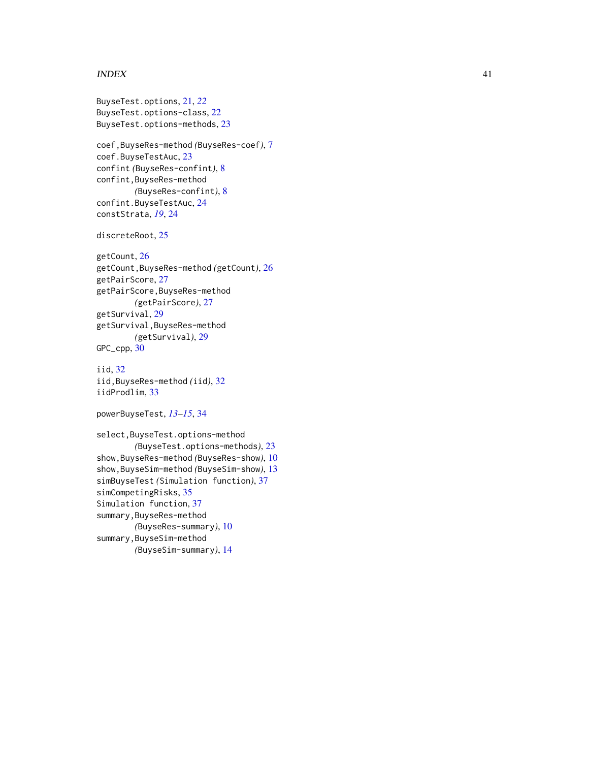BuyseTest.options, 21, *22*
BuyseTest.options-class, 22
BuyseTest.options-methods, 23

coef,BuyseRes-method *(*BuyseRes-coef*)*, 7
coef.BuyseTestAuc, 23
confint *(*BuyseRes-confint*)*, 8
confint,BuyseRes-method
        *(*BuyseRes-confint*)*, 8
confint.BuyseTestAuc, 24
constStrata, *19*, 24

discreteRoot, 25

getCount, 26
getCount,BuyseRes-method *(*getCount*)*, 26
getPairScore, 27
getPairScore,BuyseRes-method
        *(*getPairScore*)*, 27
getSurvival, 29
getSurvival,BuyseRes-method
        *(*getSurvival*)*, 29
GPC_cpp, 30

iid, 32
iid,BuyseRes-method *(*iid*)*, 32
iidProdlim, 33

powerBuyseTest, *13–15*, 34

select,BuyseTest.options-method
        *(*BuyseTest.options-methods*)*, 23
show,BuyseRes-method *(*BuyseRes-show*)*, 10
show,BuyseSim-method *(*BuyseSim-show*)*, 13
simBuyseTest *(*Simulation function*)*, 37
simCompetingRisks, 35
Simulation function, 37
summary,BuyseRes-method
        *(*BuyseRes-summary*)*, 10
summary,BuyseSim-method
        *(*BuyseSim-summary*)*, 14